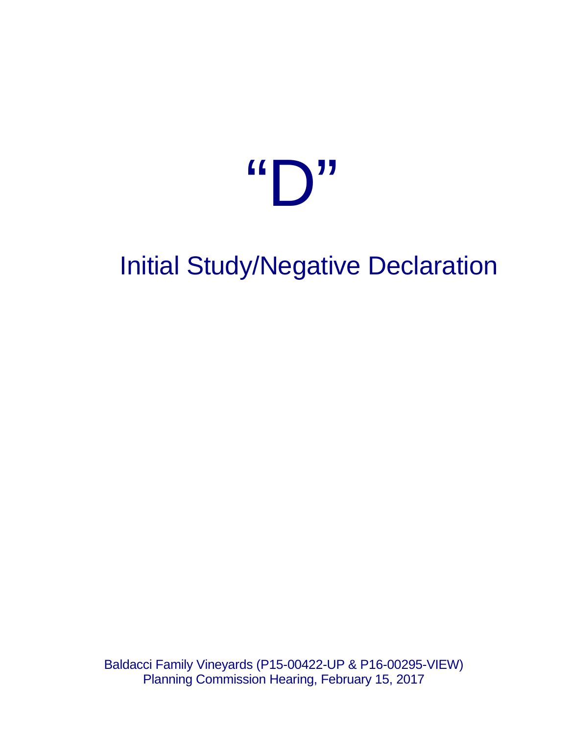# "D"

## Initial Study/Negative Declaration

Baldacci Family Vineyards (P15-00422-UP & P16-00295-VIEW)
Planning Commission Hearing, February 15, 2017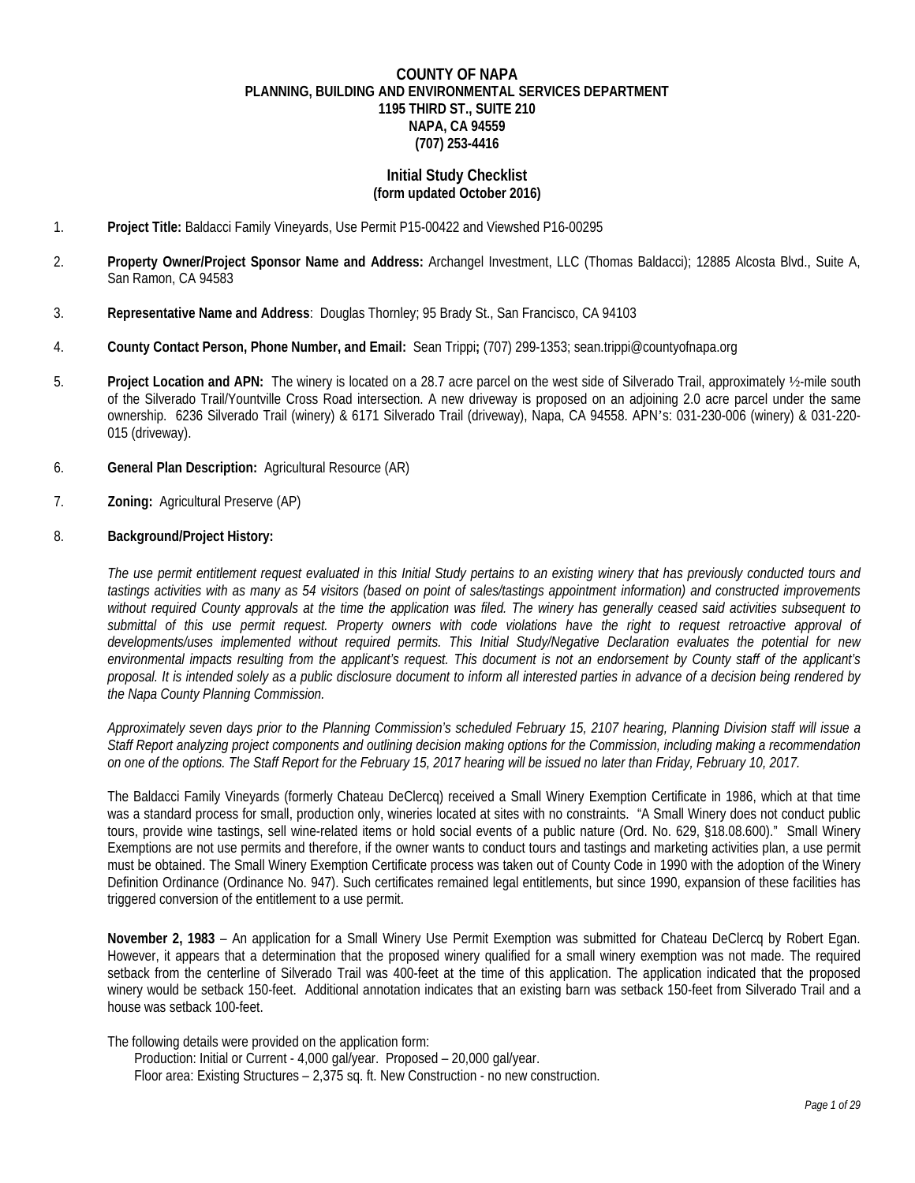**COUNTY OF NAPA**
**PLANNING, BUILDING AND ENVIRONMENTAL SERVICES DEPARTMENT**
**1195 THIRD ST., SUITE 210**
**NAPA, CA 94559**
**(707) 253-4416**

## Initial Study Checklist
**(form updated October 2016)**

1. **Project Title:** Baldacci Family Vineyards, Use Permit P15-00422 and Viewshed P16-00295

2. **Property Owner/Project Sponsor Name and Address:** Archangel Investment, LLC (Thomas Baldacci); 12885 Alcosta Blvd., Suite A, San Ramon, CA 94583

3. **Representative Name and Address**: Douglas Thornley; 95 Brady St., San Francisco, CA 94103

4. **County Contact Person, Phone Number, and Email:** Sean Trippi**;** (707) 299-1353; sean.trippi@countyofnapa.org

5. **Project Location and APN:** The winery is located on a 28.7 acre parcel on the west side of Silverado Trail, approximately ½-mile south of the Silverado Trail/Yountville Cross Road intersection. A new driveway is proposed on an adjoining 2.0 acre parcel under the same ownership. 6236 Silverado Trail (winery) & 6171 Silverado Trail (driveway), Napa, CA 94558. APN's: 031-230-006 (winery) & 031-220-015 (driveway).

6. **General Plan Description:** Agricultural Resource (AR)

7. **Zoning:** Agricultural Preserve (AP)

8. **Background/Project History:**

*The use permit entitlement request evaluated in this Initial Study pertains to an existing winery that has previously conducted tours and tastings activities with as many as 54 visitors (based on point of sales/tastings appointment information) and constructed improvements without required County approvals at the time the application was filed. The winery has generally ceased said activities subsequent to submittal of this use permit request. Property owners with code violations have the right to request retroactive approval of developments/uses implemented without required permits. This Initial Study/Negative Declaration evaluates the potential for new environmental impacts resulting from the applicant's request. This document is not an endorsement by County staff of the applicant's proposal. It is intended solely as a public disclosure document to inform all interested parties in advance of a decision being rendered by the Napa County Planning Commission.*

*Approximately seven days prior to the Planning Commission's scheduled February 15, 2107 hearing, Planning Division staff will issue a Staff Report analyzing project components and outlining decision making options for the Commission, including making a recommendation on one of the options. The Staff Report for the February 15, 2017 hearing will be issued no later than Friday, February 10, 2017.*

The Baldacci Family Vineyards (formerly Chateau DeClercq) received a Small Winery Exemption Certificate in 1986, which at that time was a standard process for small, production only, wineries located at sites with no constraints. "A Small Winery does not conduct public tours, provide wine tastings, sell wine-related items or hold social events of a public nature (Ord. No. 629, §18.08.600)." Small Winery Exemptions are not use permits and therefore, if the owner wants to conduct tours and tastings and marketing activities plan, a use permit must be obtained. The Small Winery Exemption Certificate process was taken out of County Code in 1990 with the adoption of the Winery Definition Ordinance (Ordinance No. 947). Such certificates remained legal entitlements, but since 1990, expansion of these facilities has triggered conversion of the entitlement to a use permit.

**November 2, 1983** – An application for a Small Winery Use Permit Exemption was submitted for Chateau DeClercq by Robert Egan. However, it appears that a determination that the proposed winery qualified for a small winery exemption was not made. The required setback from the centerline of Silverado Trail was 400-feet at the time of this application. The application indicated that the proposed winery would be setback 150-feet. Additional annotation indicates that an existing barn was setback 150-feet from Silverado Trail and a house was setback 100-feet.

The following details were provided on the application form:
  Production: Initial or Current - 4,000 gal/year. Proposed – 20,000 gal/year.
  Floor area: Existing Structures – 2,375 sq. ft. New Construction - no new construction.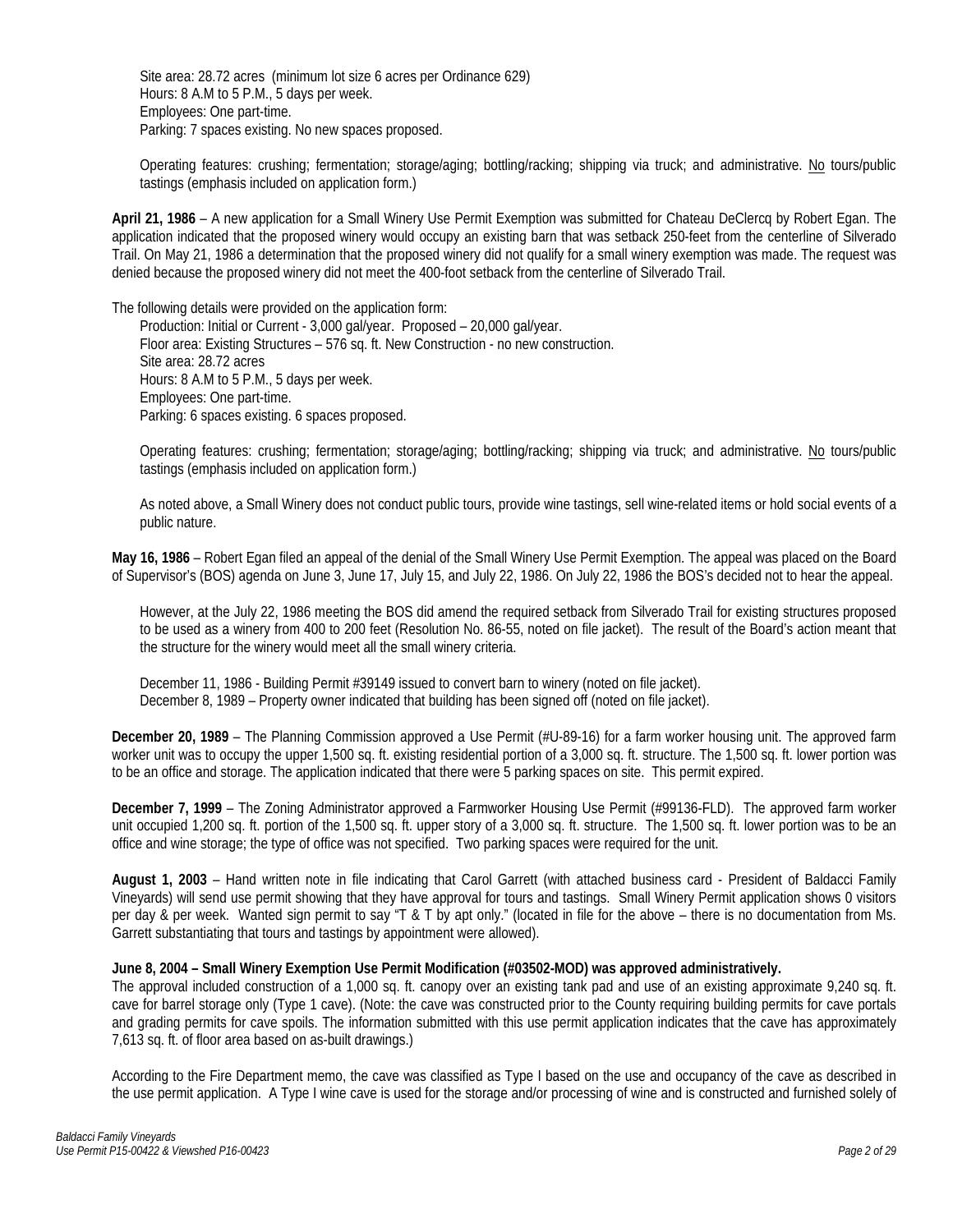Site area: 28.72 acres (minimum lot size 6 acres per Ordinance 629)
Hours: 8 A.M to 5 P.M., 5 days per week.
Employees: One part-time.
Parking: 7 spaces existing. No new spaces proposed.

Operating features: crushing; fermentation; storage/aging; bottling/racking; shipping via truck; and administrative. No tours/public tastings (emphasis included on application form.)

**April 21, 1986** – A new application for a Small Winery Use Permit Exemption was submitted for Chateau DeClercq by Robert Egan. The application indicated that the proposed winery would occupy an existing barn that was setback 250-feet from the centerline of Silverado Trail. On May 21, 1986 a determination that the proposed winery did not qualify for a small winery exemption was made. The request was denied because the proposed winery did not meet the 400-foot setback from the centerline of Silverado Trail.

The following details were provided on the application form:

Production: Initial or Current - 3,000 gal/year. Proposed – 20,000 gal/year.
Floor area: Existing Structures – 576 sq. ft. New Construction - no new construction.
Site area: 28.72 acres
Hours: 8 A.M to 5 P.M., 5 days per week.
Employees: One part-time.
Parking: 6 spaces existing. 6 spaces proposed.

Operating features: crushing; fermentation; storage/aging; bottling/racking; shipping via truck; and administrative. No tours/public tastings (emphasis included on application form.)

As noted above, a Small Winery does not conduct public tours, provide wine tastings, sell wine-related items or hold social events of a public nature.

**May 16, 1986** – Robert Egan filed an appeal of the denial of the Small Winery Use Permit Exemption. The appeal was placed on the Board of Supervisor's (BOS) agenda on June 3, June 17, July 15, and July 22, 1986. On July 22, 1986 the BOS's decided not to hear the appeal.

However, at the July 22, 1986 meeting the BOS did amend the required setback from Silverado Trail for existing structures proposed to be used as a winery from 400 to 200 feet (Resolution No. 86-55, noted on file jacket). The result of the Board's action meant that the structure for the winery would meet all the small winery criteria.

December 11, 1986 - Building Permit #39149 issued to convert barn to winery (noted on file jacket).
December 8, 1989 – Property owner indicated that building has been signed off (noted on file jacket).

**December 20, 1989** – The Planning Commission approved a Use Permit (#U-89-16) for a farm worker housing unit. The approved farm worker unit was to occupy the upper 1,500 sq. ft. existing residential portion of a 3,000 sq. ft. structure. The 1,500 sq. ft. lower portion was to be an office and storage. The application indicated that there were 5 parking spaces on site. This permit expired.

**December 7, 1999** – The Zoning Administrator approved a Farmworker Housing Use Permit (#99136-FLD). The approved farm worker unit occupied 1,200 sq. ft. portion of the 1,500 sq. ft. upper story of a 3,000 sq. ft. structure. The 1,500 sq. ft. lower portion was to be an office and wine storage; the type of office was not specified. Two parking spaces were required for the unit.

**August 1, 2003** – Hand written note in file indicating that Carol Garrett (with attached business card - President of Baldacci Family Vineyards) will send use permit showing that they have approval for tours and tastings. Small Winery Permit application shows 0 visitors per day & per week. Wanted sign permit to say "T & T by apt only." (located in file for the above – there is no documentation from Ms. Garrett substantiating that tours and tastings by appointment were allowed).

**June 8, 2004 – Small Winery Exemption Use Permit Modification (#03502-MOD) was approved administratively.**
The approval included construction of a 1,000 sq. ft. canopy over an existing tank pad and use of an existing approximate 9,240 sq. ft. cave for barrel storage only (Type 1 cave). (Note: the cave was constructed prior to the County requiring building permits for cave portals and grading permits for cave spoils. The information submitted with this use permit application indicates that the cave has approximately 7,613 sq. ft. of floor area based on as-built drawings.)

According to the Fire Department memo, the cave was classified as Type I based on the use and occupancy of the cave as described in the use permit application. A Type I wine cave is used for the storage and/or processing of wine and is constructed and furnished solely of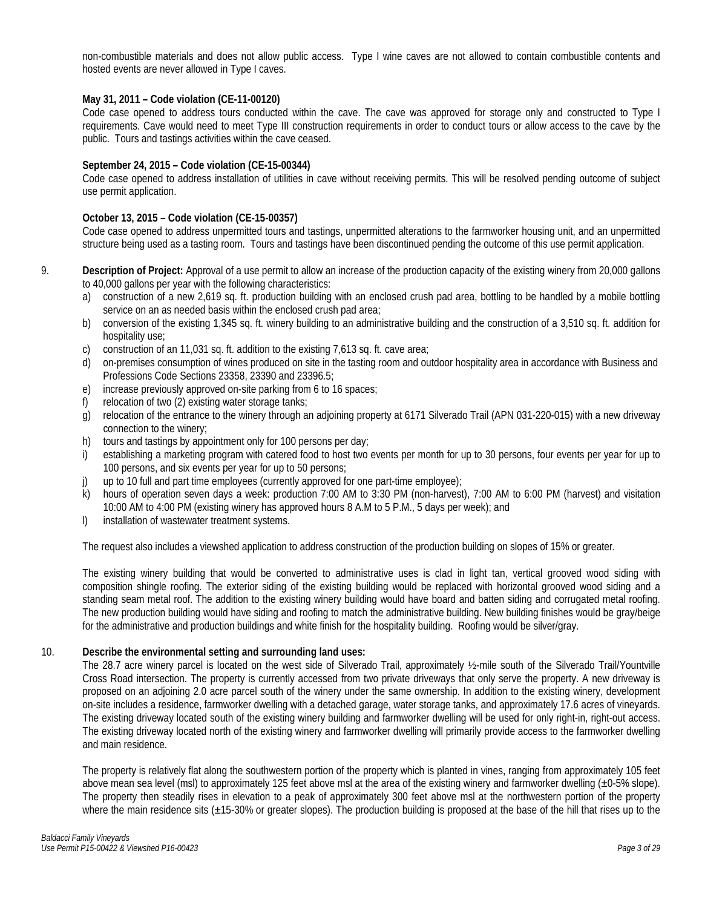non-combustible materials and does not allow public access. Type I wine caves are not allowed to contain combustible contents and hosted events are never allowed in Type I caves.

**May 31, 2011 – Code violation (CE-11-00120)**
Code case opened to address tours conducted within the cave. The cave was approved for storage only and constructed to Type I requirements. Cave would need to meet Type III construction requirements in order to conduct tours or allow access to the cave by the public. Tours and tastings activities within the cave ceased.

**September 24, 2015 – Code violation (CE-15-00344)**
Code case opened to address installation of utilities in cave without receiving permits. This will be resolved pending outcome of subject use permit application.

**October 13, 2015 – Code violation (CE-15-00357)**
Code case opened to address unpermitted tours and tastings, unpermitted alterations to the farmworker housing unit, and an unpermitted structure being used as a tasting room. Tours and tastings have been discontinued pending the outcome of this use permit application.

9. **Description of Project:** Approval of a use permit to allow an increase of the production capacity of the existing winery from 20,000 gallons to 40,000 gallons per year with the following characteristics:
   a) construction of a new 2,619 sq. ft. production building with an enclosed crush pad area, bottling to be handled by a mobile bottling service on an as needed basis within the enclosed crush pad area;
   b) conversion of the existing 1,345 sq. ft. winery building to an administrative building and the construction of a 3,510 sq. ft. addition for hospitality use;
   c) construction of an 11,031 sq. ft. addition to the existing 7,613 sq. ft. cave area;
   d) on-premises consumption of wines produced on site in the tasting room and outdoor hospitality area in accordance with Business and Professions Code Sections 23358, 23390 and 23396.5;
   e) increase previously approved on-site parking from 6 to 16 spaces;
   f) relocation of two (2) existing water storage tanks;
   g) relocation of the entrance to the winery through an adjoining property at 6171 Silverado Trail (APN 031-220-015) with a new driveway connection to the winery;
   h) tours and tastings by appointment only for 100 persons per day;
   i) establishing a marketing program with catered food to host two events per month for up to 30 persons, four events per year for up to 100 persons, and six events per year for up to 50 persons;
   j) up to 10 full and part time employees (currently approved for one part-time employee);
   k) hours of operation seven days a week: production 7:00 AM to 3:30 PM (non-harvest), 7:00 AM to 6:00 PM (harvest) and visitation 10:00 AM to 4:00 PM (existing winery has approved hours 8 A.M to 5 P.M., 5 days per week); and
   l) installation of wastewater treatment systems.

   The request also includes a viewshed application to address construction of the production building on slopes of 15% or greater.

   The existing winery building that would be converted to administrative uses is clad in light tan, vertical grooved wood siding with composition shingle roofing. The exterior siding of the existing building would be replaced with horizontal grooved wood siding and a standing seam metal roof. The addition to the existing winery building would have board and batten siding and corrugated metal roofing. The new production building would have siding and roofing to match the administrative building. New building finishes would be gray/beige for the administrative and production buildings and white finish for the hospitality building. Roofing would be silver/gray.

10. **Describe the environmental setting and surrounding land uses:**
   The 28.7 acre winery parcel is located on the west side of Silverado Trail, approximately ½-mile south of the Silverado Trail/Yountville Cross Road intersection. The property is currently accessed from two private driveways that only serve the property. A new driveway is proposed on an adjoining 2.0 acre parcel south of the winery under the same ownership. In addition to the existing winery, development on-site includes a residence, farmworker dwelling with a detached garage, water storage tanks, and approximately 17.6 acres of vineyards. The existing driveway located south of the existing winery building and farmworker dwelling will be used for only right-in, right-out access. The existing driveway located north of the existing winery and farmworker dwelling will primarily provide access to the farmworker dwelling and main residence.

   The property is relatively flat along the southwestern portion of the property which is planted in vines, ranging from approximately 105 feet above mean sea level (msl) to approximately 125 feet above msl at the area of the existing winery and farmworker dwelling (±0-5% slope). The property then steadily rises in elevation to a peak of approximately 300 feet above msl at the northwestern portion of the property where the main residence sits (±15-30% or greater slopes). The production building is proposed at the base of the hill that rises up to the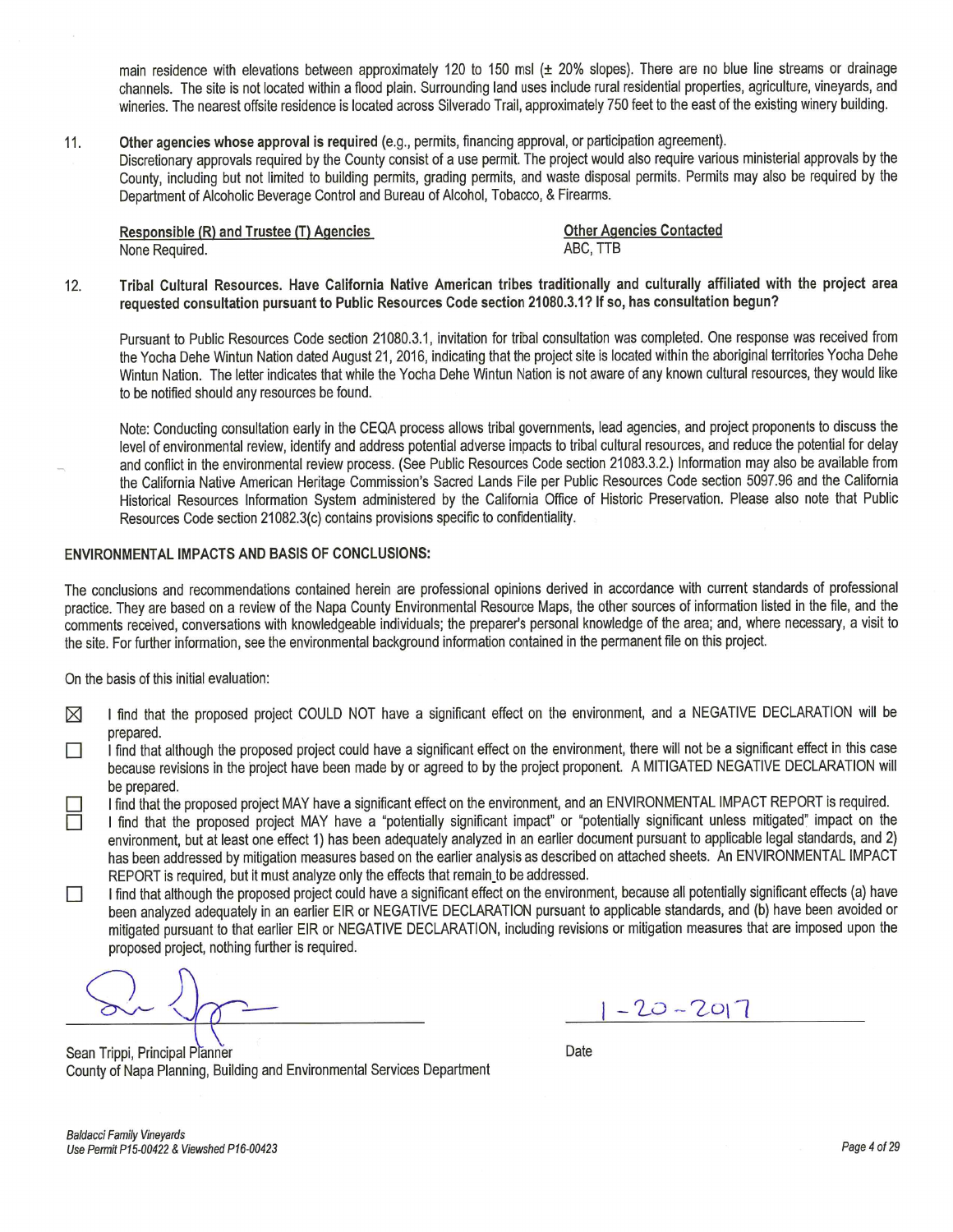main residence with elevations between approximately 120 to 150 msl (± 20% slopes). There are no blue line streams or drainage channels. The site is not located within a flood plain. Surrounding land uses include rural residential properties, agriculture, vineyards, and wineries. The nearest offsite residence is located across Silverado Trail, approximately 750 feet to the east of the existing winery building.

11. **Other agencies whose approval is required** (e.g., permits, financing approval, or participation agreement).
Discretionary approvals required by the County consist of a use permit. The project would also require various ministerial approvals by the County, including but not limited to building permits, grading permits, and waste disposal permits. Permits may also be required by the Department of Alcoholic Beverage Control and Bureau of Alcohol, Tobacco, & Firearms.

| Responsible (R) and Trustee (T) Agencies | Other Agencies Contacted |
|---|---|
| None Required. | ABC, TTB |

12. **Tribal Cultural Resources. Have California Native American tribes traditionally and culturally affiliated with the project area requested consultation pursuant to Public Resources Code section 21080.3.1? If so, has consultation begun?**

Pursuant to Public Resources Code section 21080.3.1, invitation for tribal consultation was completed. One response was received from the Yocha Dehe Wintun Nation dated August 21, 2016, indicating that the project site is located within the aboriginal territories Yocha Dehe Wintun Nation. The letter indicates that while the Yocha Dehe Wintun Nation is not aware of any known cultural resources, they would like to be notified should any resources be found.

Note: Conducting consultation early in the CEQA process allows tribal governments, lead agencies, and project proponents to discuss the level of environmental review, identify and address potential adverse impacts to tribal cultural resources, and reduce the potential for delay and conflict in the environmental review process. (See Public Resources Code section 21083.3.2.) Information may also be available from the California Native American Heritage Commission's Sacred Lands File per Public Resources Code section 5097.96 and the California Historical Resources Information System administered by the California Office of Historic Preservation. Please also note that Public Resources Code section 21082.3(c) contains provisions specific to confidentiality.

**ENVIRONMENTAL IMPACTS AND BASIS OF CONCLUSIONS:**

The conclusions and recommendations contained herein are professional opinions derived in accordance with current standards of professional practice. They are based on a review of the Napa County Environmental Resource Maps, the other sources of information listed in the file, and the comments received, conversations with knowledgeable individuals; the preparer's personal knowledge of the area; and, where necessary, a visit to the site. For further information, see the environmental background information contained in the permanent file on this project.

On the basis of this initial evaluation:

- ☒ I find that the proposed project COULD NOT have a significant effect on the environment, and a NEGATIVE DECLARATION will be prepared.
- ☐ I find that although the proposed project could have a significant effect on the environment, there will not be a significant effect in this case because revisions in the project have been made by or agreed to by the project proponent. A MITIGATED NEGATIVE DECLARATION will be prepared.
- ☐ I find that the proposed project MAY have a significant effect on the environment, and an ENVIRONMENTAL IMPACT REPORT is required.
- ☐ I find that the proposed project MAY have a "potentially significant impact" or "potentially significant unless mitigated" impact on the environment, but at least one effect 1) has been adequately analyzed in an earlier document pursuant to applicable legal standards, and 2) has been addressed by mitigation measures based on the earlier analysis as described on attached sheets. An ENVIRONMENTAL IMPACT REPORT is required, but it must analyze only the effects that remain to be addressed.
- ☐ I find that although the proposed project could have a significant effect on the environment, because all potentially significant effects (a) have been analyzed adequately in an earlier EIR or NEGATIVE DECLARATION pursuant to applicable standards, and (b) have been avoided or mitigated pursuant to that earlier EIR or NEGATIVE DECLARATION, including revisions or mitigation measures that are imposed upon the proposed project, nothing further is required.

[Signature]
Sean Trippi, Principal Planner
County of Napa Planning, Building and Environmental Services Department

1-20-2017
Date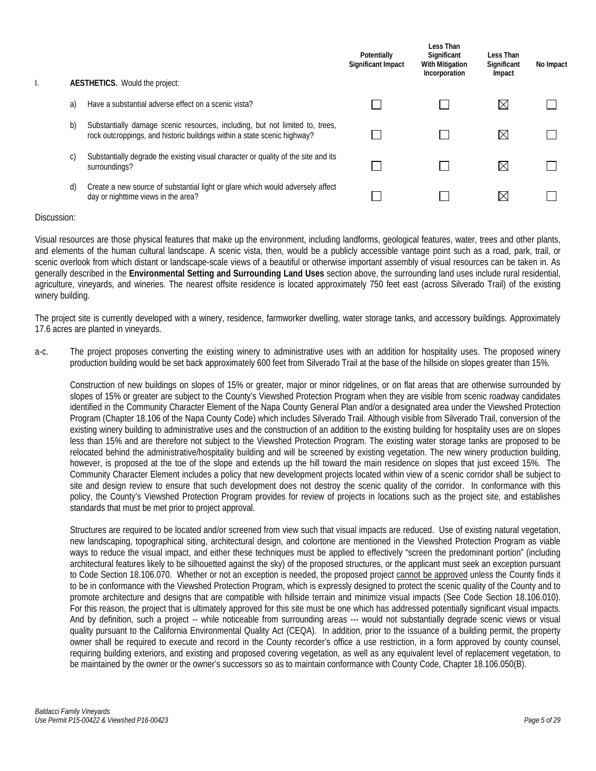| | | Potentially Significant Impact | Less Than Significant With Mitigation Incorporation | Less Than Significant Impact | No Impact |
|---|---|---|---|---|---|
| I. | **AESTHETICS.** Would the project: | | | | |
| a) | Have a substantial adverse effect on a scenic vista? | ☐ | ☐ | ☒ | ☐ |
| b) | Substantially damage scenic resources, including, but not limited to, trees, rock outcroppings, and historic buildings within a state scenic highway? | ☐ | ☐ | ☒ | ☐ |
| c) | Substantially degrade the existing visual character or quality of the site and its surroundings? | ☐ | ☐ | ☒ | ☐ |
| d) | Create a new source of substantial light or glare which would adversely affect day or nighttime views in the area? | ☐ | ☐ | ☒ | ☐ |

Discussion:

Visual resources are those physical features that make up the environment, including landforms, geological features, water, trees and other plants, and elements of the human cultural landscape. A scenic vista, then, would be a publicly accessible vantage point such as a road, park, trail, or scenic overlook from which distant or landscape-scale views of a beautiful or otherwise important assembly of visual resources can be taken in. As generally described in the **Environmental Setting and Surrounding Land Uses** section above, the surrounding land uses include rural residential, agriculture, vineyards, and wineries. The nearest offsite residence is located approximately 750 feet east (across Silverado Trail) of the existing winery building.

The project site is currently developed with a winery, residence, farmworker dwelling, water storage tanks, and accessory buildings. Approximately 17.6 acres are planted in vineyards.

a-c. The project proposes converting the existing winery to administrative uses with an addition for hospitality uses. The proposed winery production building would be set back approximately 600 feet from Silverado Trail at the base of the hillside on slopes greater than 15%.

Construction of new buildings on slopes of 15% or greater, major or minor ridgelines, or on flat areas that are otherwise surrounded by slopes of 15% or greater are subject to the County's Viewshed Protection Program when they are visible from scenic roadway candidates identified in the Community Character Element of the Napa County General Plan and/or a designated area under the Viewshed Protection Program (Chapter 18.106 of the Napa County Code) which includes Silverado Trail. Although visible from Silverado Trail, conversion of the existing winery building to administrative uses and the construction of an addition to the existing building for hospitality uses are on slopes less than 15% and are therefore not subject to the Viewshed Protection Program. The existing water storage tanks are proposed to be relocated behind the administrative/hospitality building and will be screened by existing vegetation. The new winery production building, however, is proposed at the toe of the slope and extends up the hill toward the main residence on slopes that just exceed 15%. The Community Character Element includes a policy that new development projects located within view of a scenic corridor shall be subject to site and design review to ensure that such development does not destroy the scenic quality of the corridor. In conformance with this policy, the County's Viewshed Protection Program provides for review of projects in locations such as the project site, and establishes standards that must be met prior to project approval.

Structures are required to be located and/or screened from view such that visual impacts are reduced. Use of existing natural vegetation, new landscaping, topographical siting, architectural design, and colortone are mentioned in the Viewshed Protection Program as viable ways to reduce the visual impact, and either these techniques must be applied to effectively "screen the predominant portion" (including architectural features likely to be silhouetted against the sky) of the proposed structures, or the applicant must seek an exception pursuant to Code Section 18.106.070. Whether or not an exception is needed, the proposed project <u>cannot be approved</u> unless the County finds it to be in conformance with the Viewshed Protection Program, which is expressly designed to protect the scenic quality of the County and to promote architecture and designs that are compatible with hillside terrain and minimize visual impacts (See Code Section 18.106.010). For this reason, the project that is ultimately approved for this site must be one which has addressed potentially significant visual impacts. And by definition, such a project -- while noticeable from surrounding areas --- would not substantially degrade scenic views or visual quality pursuant to the California Environmental Quality Act (CEQA). In addition, prior to the issuance of a building permit, the property owner shall be required to execute and record in the County recorder's office a use restriction, in a form approved by county counsel, requiring building exteriors, and existing and proposed covering vegetation, as well as any equivalent level of replacement vegetation, to be maintained by the owner or the owner's successors so as to maintain conformance with County Code, Chapter 18.106.050(B).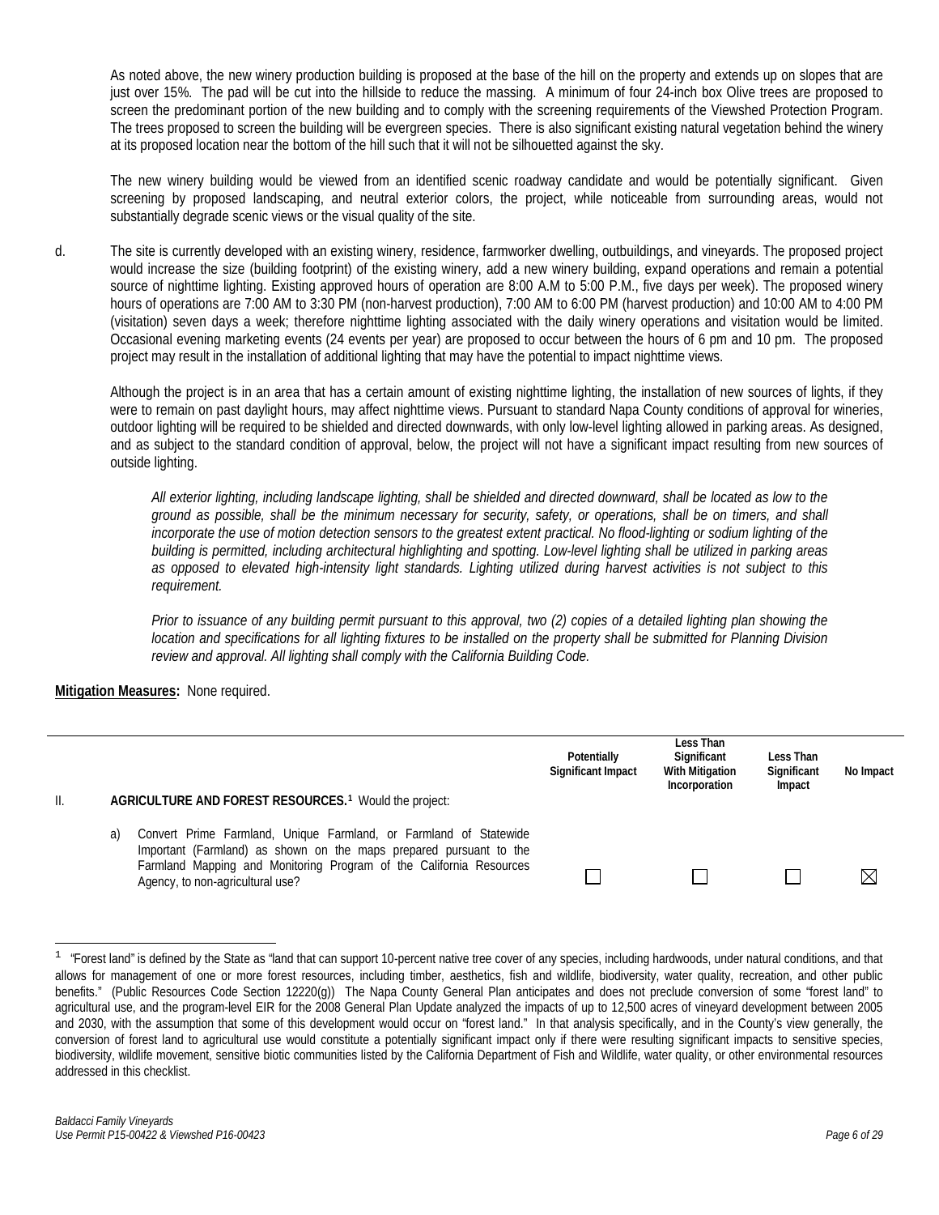As noted above, the new winery production building is proposed at the base of the hill on the property and extends up on slopes that are just over 15%. The pad will be cut into the hillside to reduce the massing. A minimum of four 24-inch box Olive trees are proposed to screen the predominant portion of the new building and to comply with the screening requirements of the Viewshed Protection Program. The trees proposed to screen the building will be evergreen species. There is also significant existing natural vegetation behind the winery at its proposed location near the bottom of the hill such that it will not be silhouetted against the sky.

The new winery building would be viewed from an identified scenic roadway candidate and would be potentially significant. Given screening by proposed landscaping, and neutral exterior colors, the project, while noticeable from surrounding areas, would not substantially degrade scenic views or the visual quality of the site.

d. The site is currently developed with an existing winery, residence, farmworker dwelling, outbuildings, and vineyards. The proposed project would increase the size (building footprint) of the existing winery, add a new winery building, expand operations and remain a potential source of nighttime lighting. Existing approved hours of operation are 8:00 A.M to 5:00 P.M., five days per week). The proposed winery hours of operations are 7:00 AM to 3:30 PM (non-harvest production), 7:00 AM to 6:00 PM (harvest production) and 10:00 AM to 4:00 PM (visitation) seven days a week; therefore nighttime lighting associated with the daily winery operations and visitation would be limited. Occasional evening marketing events (24 events per year) are proposed to occur between the hours of 6 pm and 10 pm. The proposed project may result in the installation of additional lighting that may have the potential to impact nighttime views.

Although the project is in an area that has a certain amount of existing nighttime lighting, the installation of new sources of lights, if they were to remain on past daylight hours, may affect nighttime views. Pursuant to standard Napa County conditions of approval for wineries, outdoor lighting will be required to be shielded and directed downwards, with only low-level lighting allowed in parking areas. As designed, and as subject to the standard condition of approval, below, the project will not have a significant impact resulting from new sources of outside lighting.

> *All exterior lighting, including landscape lighting, shall be shielded and directed downward, shall be located as low to the ground as possible, shall be the minimum necessary for security, safety, or operations, shall be on timers, and shall incorporate the use of motion detection sensors to the greatest extent practical. No flood-lighting or sodium lighting of the building is permitted, including architectural highlighting and spotting. Low-level lighting shall be utilized in parking areas as opposed to elevated high-intensity light standards. Lighting utilized during harvest activities is not subject to this requirement.*
>
> *Prior to issuance of any building permit pursuant to this approval, two (2) copies of a detailed lighting plan showing the location and specifications for all lighting fixtures to be installed on the property shall be submitted for Planning Division review and approval. All lighting shall comply with the California Building Code.*

**Mitigation Measures:** None required.

| | | Potentially Significant Impact | Less Than Significant With Mitigation Incorporation | Less Than Significant Impact | No Impact |
|---|---|---|---|---|---|
| II. | **AGRICULTURE AND FOREST RESOURCES.**[1] Would the project: | | | | |
| | a) Convert Prime Farmland, Unique Farmland, or Farmland of Statewide Important (Farmland) as shown on the maps prepared pursuant to the Farmland Mapping and Monitoring Program of the California Resources Agency, to non-agricultural use? | ☐ | ☐ | ☐ | ☒ |

---

[1] "Forest land" is defined by the State as "land that can support 10-percent native tree cover of any species, including hardwoods, under natural conditions, and that allows for management of one or more forest resources, including timber, aesthetics, fish and wildlife, biodiversity, water quality, recreation, and other public benefits." (Public Resources Code Section 12220(g)) The Napa County General Plan anticipates and does not preclude conversion of some "forest land" to agricultural use, and the program-level EIR for the 2008 General Plan Update analyzed the impacts of up to 12,500 acres of vineyard development between 2005 and 2030, with the assumption that some of this development would occur on "forest land." In that analysis specifically, and in the County's view generally, the conversion of forest land to agricultural use would constitute a potentially significant impact only if there were resulting significant impacts to sensitive species, biodiversity, wildlife movement, sensitive biotic communities listed by the California Department of Fish and Wildlife, water quality, or other environmental resources addressed in this checklist.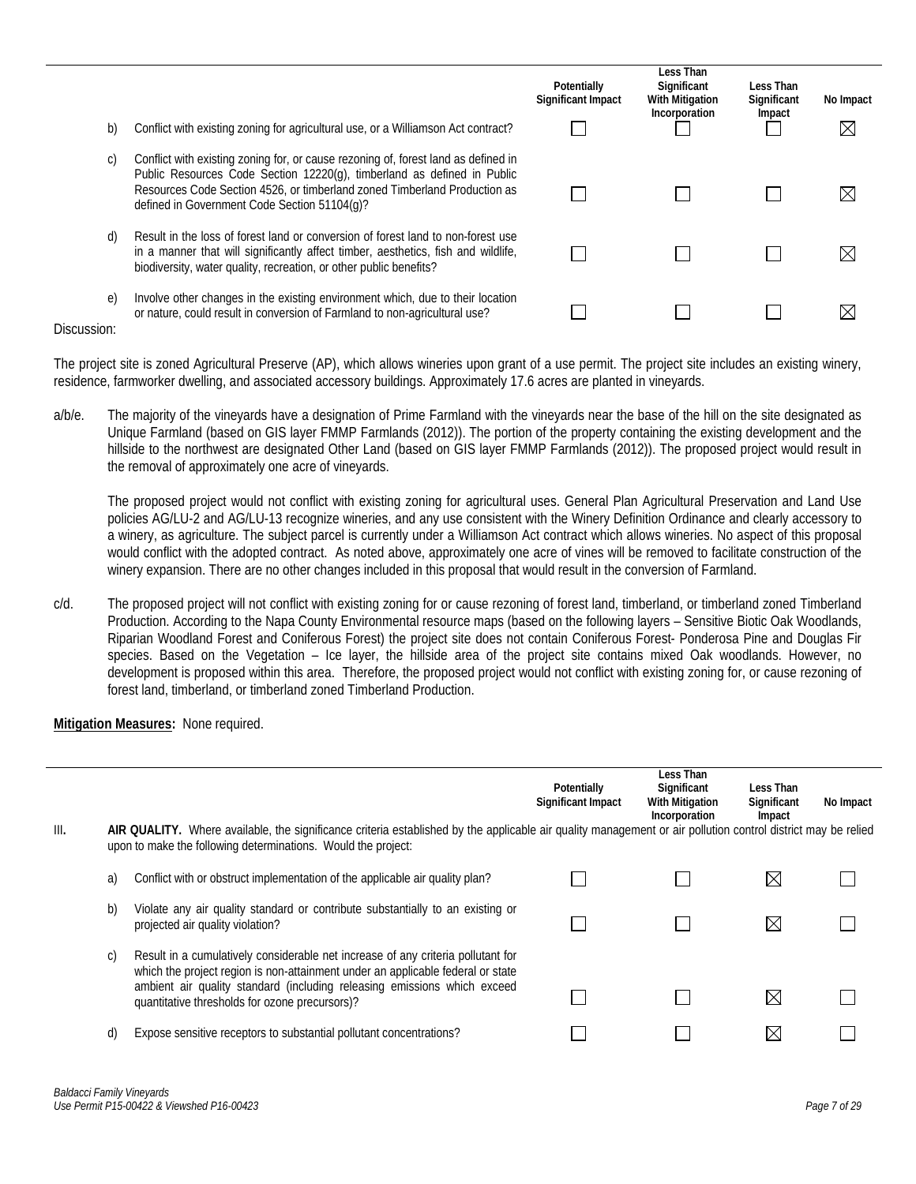| | | Potentially Significant Impact | Less Than Significant With Mitigation Incorporation | Less Than Significant Impact | No Impact |
|---|---|---|---|---|---|
| b) | Conflict with existing zoning for agricultural use, or a Williamson Act contract? | ☐ | ☐ | ☐ | ☒ |
| c) | Conflict with existing zoning for, or cause rezoning of, forest land as defined in Public Resources Code Section 12220(g), timberland as defined in Public Resources Code Section 4526, or timberland zoned Timberland Production as defined in Government Code Section 51104(g)? | ☐ | ☐ | ☐ | ☒ |
| d) | Result in the loss of forest land or conversion of forest land to non-forest use in a manner that will significantly affect timber, aesthetics, fish and wildlife, biodiversity, water quality, recreation, or other public benefits? | ☐ | ☐ | ☐ | ☒ |
| e) | Involve other changes in the existing environment which, due to their location or nature, could result in conversion of Farmland to non-agricultural use? | ☐ | ☐ | ☐ | ☒ |

Discussion:

The project site is zoned Agricultural Preserve (AP), which allows wineries upon grant of a use permit. The project site includes an existing winery, residence, farmworker dwelling, and associated accessory buildings. Approximately 17.6 acres are planted in vineyards.

a/b/e. The majority of the vineyards have a designation of Prime Farmland with the vineyards near the base of the hill on the site designated as Unique Farmland (based on GIS layer FMMP Farmlands (2012)). The portion of the property containing the existing development and the hillside to the northwest are designated Other Land (based on GIS layer FMMP Farmlands (2012)). The proposed project would result in the removal of approximately one acre of vineyards.

The proposed project would not conflict with existing zoning for agricultural uses. General Plan Agricultural Preservation and Land Use policies AG/LU-2 and AG/LU-13 recognize wineries, and any use consistent with the Winery Definition Ordinance and clearly accessory to a winery, as agriculture. The subject parcel is currently under a Williamson Act contract which allows wineries. No aspect of this proposal would conflict with the adopted contract. As noted above, approximately one acre of vines will be removed to facilitate construction of the winery expansion. There are no other changes included in this proposal that would result in the conversion of Farmland.

c/d. The proposed project will not conflict with existing zoning for or cause rezoning of forest land, timberland, or timberland zoned Timberland Production. According to the Napa County Environmental resource maps (based on the following layers – Sensitive Biotic Oak Woodlands, Riparian Woodland Forest and Coniferous Forest) the project site does not contain Coniferous Forest- Ponderosa Pine and Douglas Fir species. Based on the Vegetation – Ice layer, the hillside area of the project site contains mixed Oak woodlands. However, no development is proposed within this area. Therefore, the proposed project would not conflict with existing zoning for, or cause rezoning of forest land, timberland, or timberland zoned Timberland Production.

**Mitigation Measures:** None required.

| | | Potentially Significant Impact | Less Than Significant With Mitigation Incorporation | Less Than Significant Impact | No Impact |
|---|---|---|---|---|---|
| III. | **AIR QUALITY.** Where available, the significance criteria established by the applicable air quality management or air pollution control district may be relied upon to make the following determinations. Would the project: | | | | |
| a) | Conflict with or obstruct implementation of the applicable air quality plan? | ☐ | ☐ | ☒ | ☐ |
| b) | Violate any air quality standard or contribute substantially to an existing or projected air quality violation? | ☐ | ☐ | ☒ | ☐ |
| c) | Result in a cumulatively considerable net increase of any criteria pollutant for which the project region is non-attainment under an applicable federal or state ambient air quality standard (including releasing emissions which exceed quantitative thresholds for ozone precursors)? | ☐ | ☐ | ☒ | ☐ |
| d) | Expose sensitive receptors to substantial pollutant concentrations? | ☐ | ☐ | ☒ | ☐ |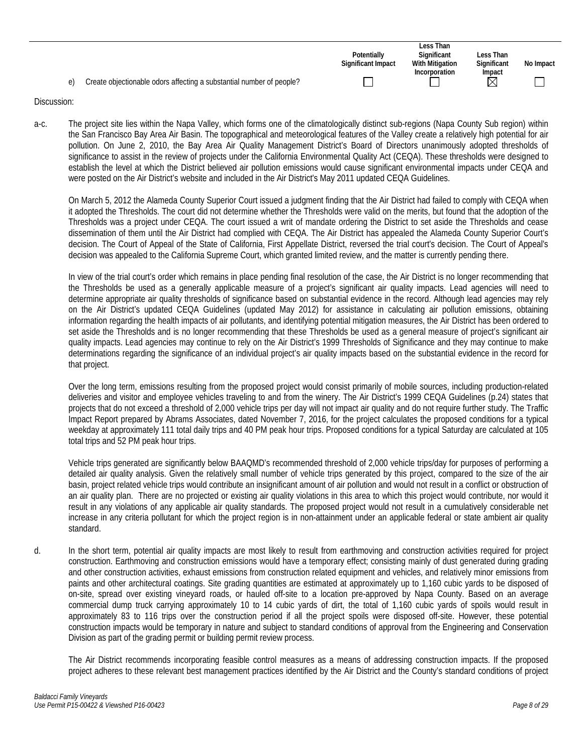| | Potentially Significant Impact | Less Than Significant With Mitigation Incorporation | Less Than Significant Impact | No Impact |
|---|---|---|---|---|
| e) Create objectionable odors affecting a substantial number of people? | ☐ | ☐ | ☒ | ☐ |

Discussion:

a-c. The project site lies within the Napa Valley, which forms one of the climatologically distinct sub-regions (Napa County Sub region) within the San Francisco Bay Area Air Basin. The topographical and meteorological features of the Valley create a relatively high potential for air pollution. On June 2, 2010, the Bay Area Air Quality Management District's Board of Directors unanimously adopted thresholds of significance to assist in the review of projects under the California Environmental Quality Act (CEQA). These thresholds were designed to establish the level at which the District believed air pollution emissions would cause significant environmental impacts under CEQA and were posted on the Air District's website and included in the Air District's May 2011 updated CEQA Guidelines.

On March 5, 2012 the Alameda County Superior Court issued a judgment finding that the Air District had failed to comply with CEQA when it adopted the Thresholds. The court did not determine whether the Thresholds were valid on the merits, but found that the adoption of the Thresholds was a project under CEQA. The court issued a writ of mandate ordering the District to set aside the Thresholds and cease dissemination of them until the Air District had complied with CEQA. The Air District has appealed the Alameda County Superior Court's decision. The Court of Appeal of the State of California, First Appellate District, reversed the trial court's decision. The Court of Appeal's decision was appealed to the California Supreme Court, which granted limited review, and the matter is currently pending there.

In view of the trial court's order which remains in place pending final resolution of the case, the Air District is no longer recommending that the Thresholds be used as a generally applicable measure of a project's significant air quality impacts. Lead agencies will need to determine appropriate air quality thresholds of significance based on substantial evidence in the record. Although lead agencies may rely on the Air District's updated CEQA Guidelines (updated May 2012) for assistance in calculating air pollution emissions, obtaining information regarding the health impacts of air pollutants, and identifying potential mitigation measures, the Air District has been ordered to set aside the Thresholds and is no longer recommending that these Thresholds be used as a general measure of project's significant air quality impacts. Lead agencies may continue to rely on the Air District's 1999 Thresholds of Significance and they may continue to make determinations regarding the significance of an individual project's air quality impacts based on the substantial evidence in the record for that project.

Over the long term, emissions resulting from the proposed project would consist primarily of mobile sources, including production-related deliveries and visitor and employee vehicles traveling to and from the winery. The Air District's 1999 CEQA Guidelines (p.24) states that projects that do not exceed a threshold of 2,000 vehicle trips per day will not impact air quality and do not require further study. The Traffic Impact Report prepared by Abrams Associates, dated November 7, 2016, for the project calculates the proposed conditions for a typical weekday at approximately 111 total daily trips and 40 PM peak hour trips. Proposed conditions for a typical Saturday are calculated at 105 total trips and 52 PM peak hour trips.

Vehicle trips generated are significantly below BAAQMD's recommended threshold of 2,000 vehicle trips/day for purposes of performing a detailed air quality analysis. Given the relatively small number of vehicle trips generated by this project, compared to the size of the air basin, project related vehicle trips would contribute an insignificant amount of air pollution and would not result in a conflict or obstruction of an air quality plan. There are no projected or existing air quality violations in this area to which this project would contribute, nor would it result in any violations of any applicable air quality standards. The proposed project would not result in a cumulatively considerable net increase in any criteria pollutant for which the project region is in non-attainment under an applicable federal or state ambient air quality standard.

d. In the short term, potential air quality impacts are most likely to result from earthmoving and construction activities required for project construction. Earthmoving and construction emissions would have a temporary effect; consisting mainly of dust generated during grading and other construction activities, exhaust emissions from construction related equipment and vehicles, and relatively minor emissions from paints and other architectural coatings. Site grading quantities are estimated at approximately up to 1,160 cubic yards to be disposed of on-site, spread over existing vineyard roads, or hauled off-site to a location pre-approved by Napa County. Based on an average commercial dump truck carrying approximately 10 to 14 cubic yards of dirt, the total of 1,160 cubic yards of spoils would result in approximately 83 to 116 trips over the construction period if all the project spoils were disposed off-site. However, these potential construction impacts would be temporary in nature and subject to standard conditions of approval from the Engineering and Conservation Division as part of the grading permit or building permit review process.

The Air District recommends incorporating feasible control measures as a means of addressing construction impacts. If the proposed project adheres to these relevant best management practices identified by the Air District and the County's standard conditions of project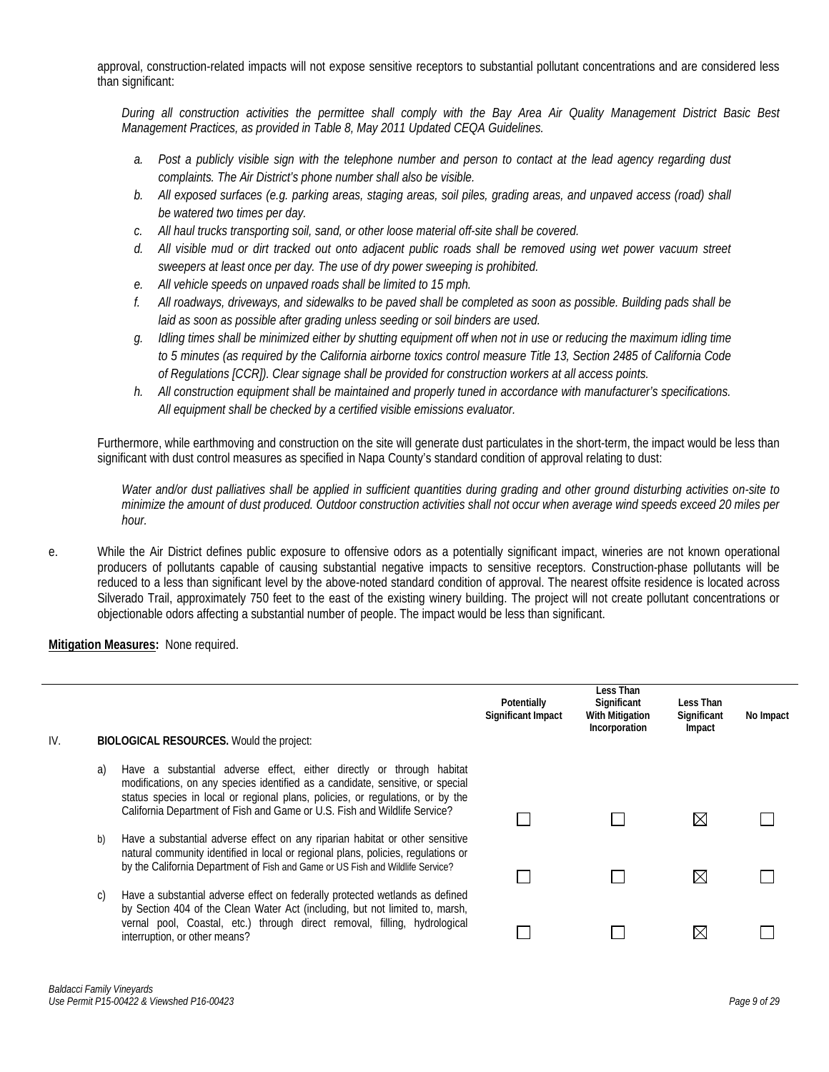approval, construction-related impacts will not expose sensitive receptors to substantial pollutant concentrations and are considered less than significant:

*During all construction activities the permittee shall comply with the Bay Area Air Quality Management District Basic Best Management Practices, as provided in Table 8, May 2011 Updated CEQA Guidelines.*

a. *Post a publicly visible sign with the telephone number and person to contact at the lead agency regarding dust complaints. The Air District's phone number shall also be visible.*
b. *All exposed surfaces (e.g. parking areas, staging areas, soil piles, grading areas, and unpaved access (road) shall be watered two times per day.*
c. *All haul trucks transporting soil, sand, or other loose material off-site shall be covered.*
d. *All visible mud or dirt tracked out onto adjacent public roads shall be removed using wet power vacuum street sweepers at least once per day. The use of dry power sweeping is prohibited.*
e. *All vehicle speeds on unpaved roads shall be limited to 15 mph.*
f. *All roadways, driveways, and sidewalks to be paved shall be completed as soon as possible. Building pads shall be laid as soon as possible after grading unless seeding or soil binders are used.*
g. *Idling times shall be minimized either by shutting equipment off when not in use or reducing the maximum idling time to 5 minutes (as required by the California airborne toxics control measure Title 13, Section 2485 of California Code of Regulations [CCR]). Clear signage shall be provided for construction workers at all access points.*
h. *All construction equipment shall be maintained and properly tuned in accordance with manufacturer's specifications. All equipment shall be checked by a certified visible emissions evaluator.*

Furthermore, while earthmoving and construction on the site will generate dust particulates in the short-term, the impact would be less than significant with dust control measures as specified in Napa County's standard condition of approval relating to dust:

*Water and/or dust palliatives shall be applied in sufficient quantities during grading and other ground disturbing activities on-site to minimize the amount of dust produced. Outdoor construction activities shall not occur when average wind speeds exceed 20 miles per hour.*

e. While the Air District defines public exposure to offensive odors as a potentially significant impact, wineries are not known operational producers of pollutants capable of causing substantial negative impacts to sensitive receptors. Construction-phase pollutants will be reduced to a less than significant level by the above-noted standard condition of approval. The nearest offsite residence is located across Silverado Trail, approximately 750 feet to the east of the existing winery building. The project will not create pollutant concentrations or objectionable odors affecting a substantial number of people. The impact would be less than significant.

**Mitigation Measures:** None required.

| IV. BIOLOGICAL RESOURCES. Would the project: | Potentially Significant Impact | Less Than Significant With Mitigation Incorporation | Less Than Significant Impact | No Impact |
|---|---|---|---|---|
| a) Have a substantial adverse effect, either directly or through habitat modifications, on any species identified as a candidate, sensitive, or special status species in local or regional plans, policies, or regulations, or by the California Department of Fish and Game or U.S. Fish and Wildlife Service? | ☐ | ☐ | ☒ | ☐ |
| b) Have a substantial adverse effect on any riparian habitat or other sensitive natural community identified in local or regional plans, policies, regulations or by the California Department of Fish and Game or US Fish and Wildlife Service? | ☐ | ☐ | ☒ | ☐ |
| c) Have a substantial adverse effect on federally protected wetlands as defined by Section 404 of the Clean Water Act (including, but not limited to, marsh, vernal pool, Coastal, etc.) through direct removal, filling, hydrological interruption, or other means? | ☐ | ☐ | ☒ | ☐ |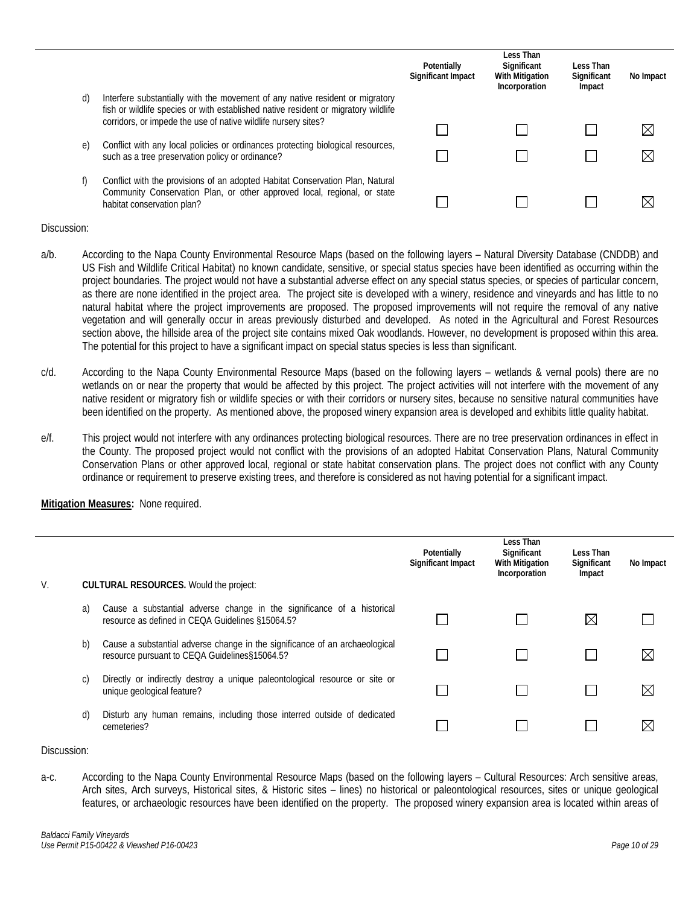| | | Potentially Significant Impact | Less Than Significant With Mitigation Incorporation | Less Than Significant Impact | No Impact |
|---|---|---|---|---|---|
| d) | Interfere substantially with the movement of any native resident or migratory fish or wildlife species or with established native resident or migratory wildlife corridors, or impede the use of native wildlife nursery sites? | ☐ | ☐ | ☐ | ☒ |
| e) | Conflict with any local policies or ordinances protecting biological resources, such as a tree preservation policy or ordinance? | ☐ | ☐ | ☐ | ☒ |
| f) | Conflict with the provisions of an adopted Habitat Conservation Plan, Natural Community Conservation Plan, or other approved local, regional, or state habitat conservation plan? | ☐ | ☐ | ☐ | ☒ |

Discussion:

a/b. According to the Napa County Environmental Resource Maps (based on the following layers – Natural Diversity Database (CNDDB) and US Fish and Wildlife Critical Habitat) no known candidate, sensitive, or special status species have been identified as occurring within the project boundaries. The project would not have a substantial adverse effect on any special status species, or species of particular concern, as there are none identified in the project area. The project site is developed with a winery, residence and vineyards and has little to no natural habitat where the project improvements are proposed. The proposed improvements will not require the removal of any native vegetation and will generally occur in areas previously disturbed and developed. As noted in the Agricultural and Forest Resources section above, the hillside area of the project site contains mixed Oak woodlands. However, no development is proposed within this area. The potential for this project to have a significant impact on special status species is less than significant.

c/d. According to the Napa County Environmental Resource Maps (based on the following layers – wetlands & vernal pools) there are no wetlands on or near the property that would be affected by this project. The project activities will not interfere with the movement of any native resident or migratory fish or wildlife species or with their corridors or nursery sites, because no sensitive natural communities have been identified on the property. As mentioned above, the proposed winery expansion area is developed and exhibits little quality habitat.

e/f. This project would not interfere with any ordinances protecting biological resources. There are no tree preservation ordinances in effect in the County. The proposed project would not conflict with the provisions of an adopted Habitat Conservation Plans, Natural Community Conservation Plans or other approved local, regional or state habitat conservation plans. The project does not conflict with any County ordinance or requirement to preserve existing trees, and therefore is considered as not having potential for a significant impact.

**Mitigation Measures:** None required.

| | | Potentially Significant Impact | Less Than Significant With Mitigation Incorporation | Less Than Significant Impact | No Impact |
|---|---|---|---|---|---|
| V. | **CULTURAL RESOURCES.** Would the project: | | | | |
| a) | Cause a substantial adverse change in the significance of a historical resource as defined in CEQA Guidelines §15064.5? | ☐ | ☐ | ☒ | ☐ |
| b) | Cause a substantial adverse change in the significance of an archaeological resource pursuant to CEQA Guidelines§15064.5? | ☐ | ☐ | ☐ | ☒ |
| c) | Directly or indirectly destroy a unique paleontological resource or site or unique geological feature? | ☐ | ☐ | ☐ | ☒ |
| d) | Disturb any human remains, including those interred outside of dedicated cemeteries? | ☐ | ☐ | ☐ | ☒ |

Discussion:

a-c. According to the Napa County Environmental Resource Maps (based on the following layers – Cultural Resources: Arch sensitive areas, Arch sites, Arch surveys, Historical sites, & Historic sites – lines) no historical or paleontological resources, sites or unique geological features, or archaeologic resources have been identified on the property. The proposed winery expansion area is located within areas of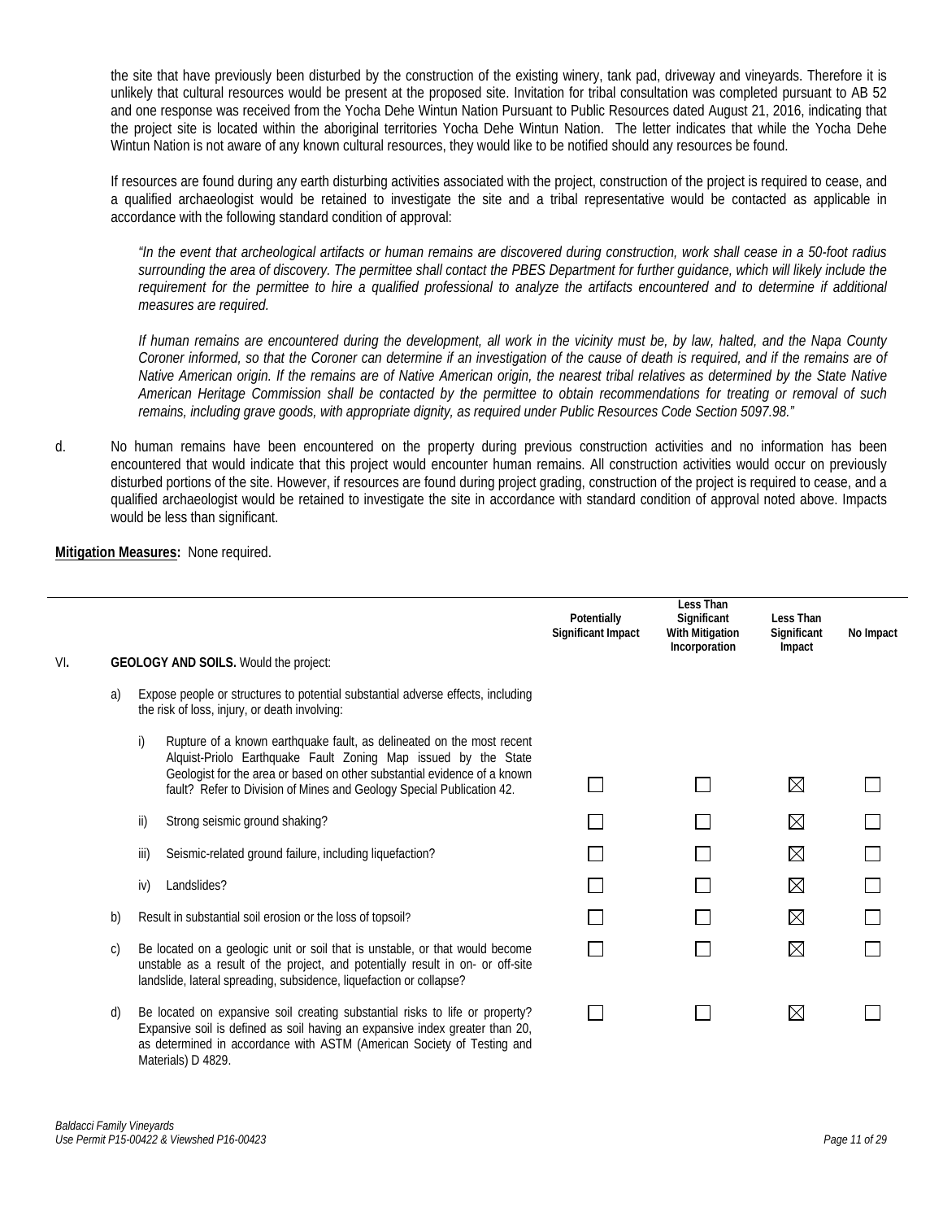the site that have previously been disturbed by the construction of the existing winery, tank pad, driveway and vineyards. Therefore it is unlikely that cultural resources would be present at the proposed site. Invitation for tribal consultation was completed pursuant to AB 52 and one response was received from the Yocha Dehe Wintun Nation Pursuant to Public Resources dated August 21, 2016, indicating that the project site is located within the aboriginal territories Yocha Dehe Wintun Nation. The letter indicates that while the Yocha Dehe Wintun Nation is not aware of any known cultural resources, they would like to be notified should any resources be found.

If resources are found during any earth disturbing activities associated with the project, construction of the project is required to cease, and a qualified archaeologist would be retained to investigate the site and a tribal representative would be contacted as applicable in accordance with the following standard condition of approval:

*"In the event that archeological artifacts or human remains are discovered during construction, work shall cease in a 50-foot radius surrounding the area of discovery. The permittee shall contact the PBES Department for further guidance, which will likely include the requirement for the permittee to hire a qualified professional to analyze the artifacts encountered and to determine if additional measures are required.*

*If human remains are encountered during the development, all work in the vicinity must be, by law, halted, and the Napa County Coroner informed, so that the Coroner can determine if an investigation of the cause of death is required, and if the remains are of Native American origin. If the remains are of Native American origin, the nearest tribal relatives as determined by the State Native American Heritage Commission shall be contacted by the permittee to obtain recommendations for treating or removal of such remains, including grave goods, with appropriate dignity, as required under Public Resources Code Section 5097.98."*

d. No human remains have been encountered on the property during previous construction activities and no information has been encountered that would indicate that this project would encounter human remains. All construction activities would occur on previously disturbed portions of the site. However, if resources are found during project grading, construction of the project is required to cease, and a qualified archaeologist would be retained to investigate the site in accordance with standard condition of approval noted above. Impacts would be less than significant.

**Mitigation Measures:** None required.

| | Potentially Significant Impact | Less Than Significant With Mitigation Incorporation | Less Than Significant Impact | No Impact |
|---|---|---|---|---|
| VI. **GEOLOGY AND SOILS.** Would the project: | | | | |
| a) Expose people or structures to potential substantial adverse effects, including the risk of loss, injury, or death involving: | | | | |
| i) Rupture of a known earthquake fault, as delineated on the most recent Alquist-Priolo Earthquake Fault Zoning Map issued by the State Geologist for the area or based on other substantial evidence of a known fault? Refer to Division of Mines and Geology Special Publication 42. | ☐ | ☐ | ☒ | ☐ |
| ii) Strong seismic ground shaking? | ☐ | ☐ | ☒ | ☐ |
| iii) Seismic-related ground failure, including liquefaction? | ☐ | ☐ | ☒ | ☐ |
| iv) Landslides? | ☐ | ☐ | ☒ | ☐ |
| b) Result in substantial soil erosion or the loss of topsoil? | ☐ | ☐ | ☒ | ☐ |
| c) Be located on a geologic unit or soil that is unstable, or that would become unstable as a result of the project, and potentially result in on- or off-site landslide, lateral spreading, subsidence, liquefaction or collapse? | ☐ | ☐ | ☒ | ☐ |
| d) Be located on expansive soil creating substantial risks to life or property? Expansive soil is defined as soil having an expansive index greater than 20, as determined in accordance with ASTM (American Society of Testing and Materials) D 4829. | ☐ | ☐ | ☒ | ☐ |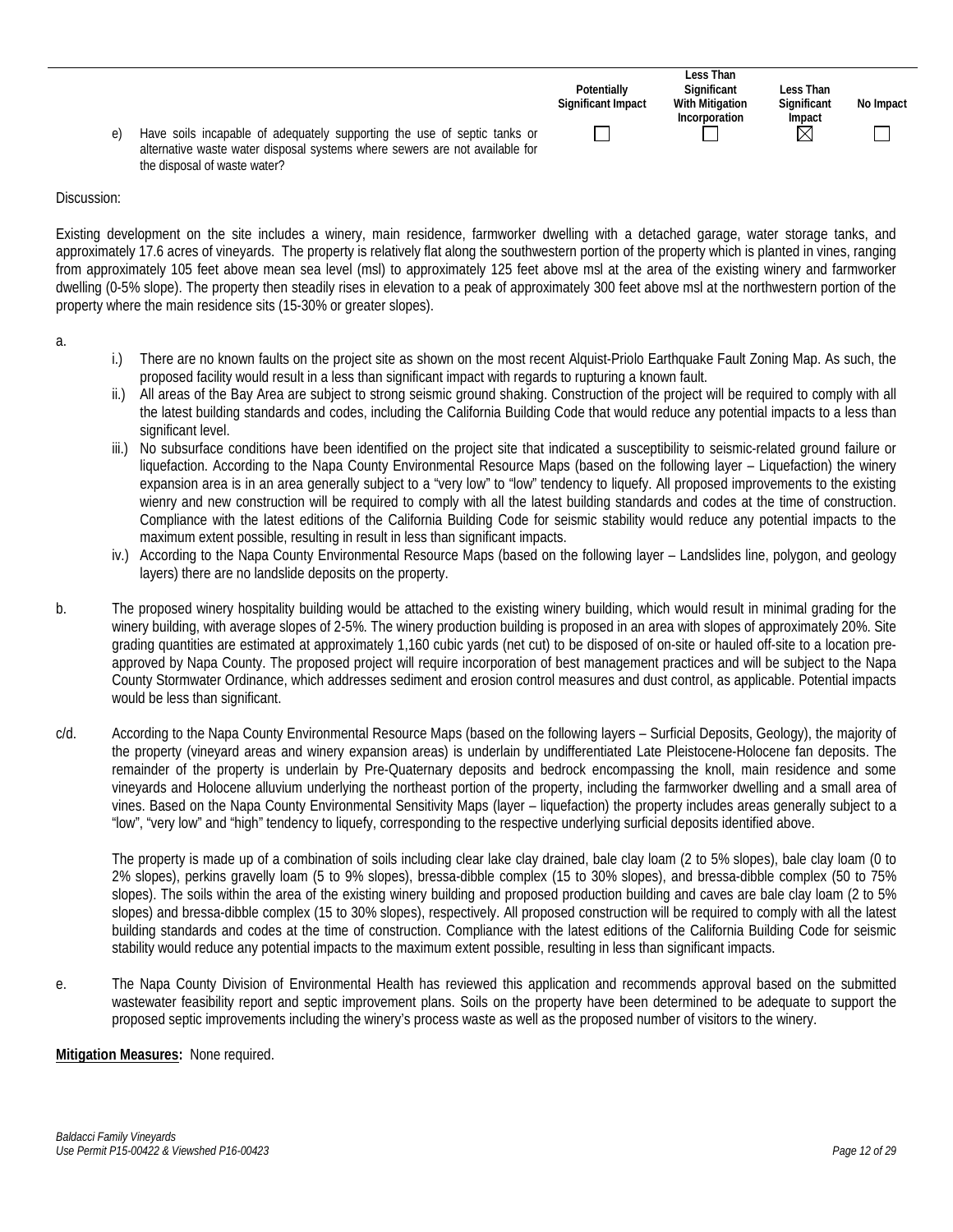| | Potentially Significant Impact | Less Than Significant With Mitigation Incorporation | Less Than Significant Impact | No Impact |
|---|---|---|---|---|
| e) Have soils incapable of adequately supporting the use of septic tanks or alternative waste water disposal systems where sewers are not available for the disposal of waste water? | ☐ | ☐ | ☒ | ☐ |

Discussion:

Existing development on the site includes a winery, main residence, farmworker dwelling with a detached garage, water storage tanks, and approximately 17.6 acres of vineyards. The property is relatively flat along the southwestern portion of the property which is planted in vines, ranging from approximately 105 feet above mean sea level (msl) to approximately 125 feet above msl at the area of the existing winery and farmworker dwelling (0-5% slope). The property then steadily rises in elevation to a peak of approximately 300 feet above msl at the northwestern portion of the property where the main residence sits (15-30% or greater slopes).

a.

- i.) There are no known faults on the project site as shown on the most recent Alquist-Priolo Earthquake Fault Zoning Map. As such, the proposed facility would result in a less than significant impact with regards to rupturing a known fault.
- ii.) All areas of the Bay Area are subject to strong seismic ground shaking. Construction of the project will be required to comply with all the latest building standards and codes, including the California Building Code that would reduce any potential impacts to a less than significant level.
- iii.) No subsurface conditions have been identified on the project site that indicated a susceptibility to seismic-related ground failure or liquefaction. According to the Napa County Environmental Resource Maps (based on the following layer – Liquefaction) the winery expansion area is in an area generally subject to a "very low" to "low" tendency to liquefy. All proposed improvements to the existing wienry and new construction will be required to comply with all the latest building standards and codes at the time of construction. Compliance with the latest editions of the California Building Code for seismic stability would reduce any potential impacts to the maximum extent possible, resulting in result in less than significant impacts.
- iv.) According to the Napa County Environmental Resource Maps (based on the following layer – Landslides line, polygon, and geology layers) there are no landslide deposits on the property.

b. The proposed winery hospitality building would be attached to the existing winery building, which would result in minimal grading for the winery building, with average slopes of 2-5%. The winery production building is proposed in an area with slopes of approximately 20%. Site grading quantities are estimated at approximately 1,160 cubic yards (net cut) to be disposed of on-site or hauled off-site to a location pre-approved by Napa County. The proposed project will require incorporation of best management practices and will be subject to the Napa County Stormwater Ordinance, which addresses sediment and erosion control measures and dust control, as applicable. Potential impacts would be less than significant.

c/d. According to the Napa County Environmental Resource Maps (based on the following layers – Surficial Deposits, Geology), the majority of the property (vineyard areas and winery expansion areas) is underlain by undifferentiated Late Pleistocene-Holocene fan deposits. The remainder of the property is underlain by Pre-Quaternary deposits and bedrock encompassing the knoll, main residence and some vineyards and Holocene alluvium underlying the northeast portion of the property, including the farmworker dwelling and a small area of vines. Based on the Napa County Environmental Sensitivity Maps (layer – liquefaction) the property includes areas generally subject to a "low", "very low" and "high" tendency to liquefy, corresponding to the respective underlying surficial deposits identified above.

The property is made up of a combination of soils including clear lake clay drained, bale clay loam (2 to 5% slopes), bale clay loam (0 to 2% slopes), perkins gravelly loam (5 to 9% slopes), bressa-dibble complex (15 to 30% slopes), and bressa-dibble complex (50 to 75% slopes). The soils within the area of the existing winery building and proposed production building and caves are bale clay loam (2 to 5% slopes) and bressa-dibble complex (15 to 30% slopes), respectively. All proposed construction will be required to comply with all the latest building standards and codes at the time of construction. Compliance with the latest editions of the California Building Code for seismic stability would reduce any potential impacts to the maximum extent possible, resulting in less than significant impacts.

e. The Napa County Division of Environmental Health has reviewed this application and recommends approval based on the submitted wastewater feasibility report and septic improvement plans. Soils on the property have been determined to be adequate to support the proposed septic improvements including the winery's process waste as well as the proposed number of visitors to the winery.

**Mitigation Measures:** None required.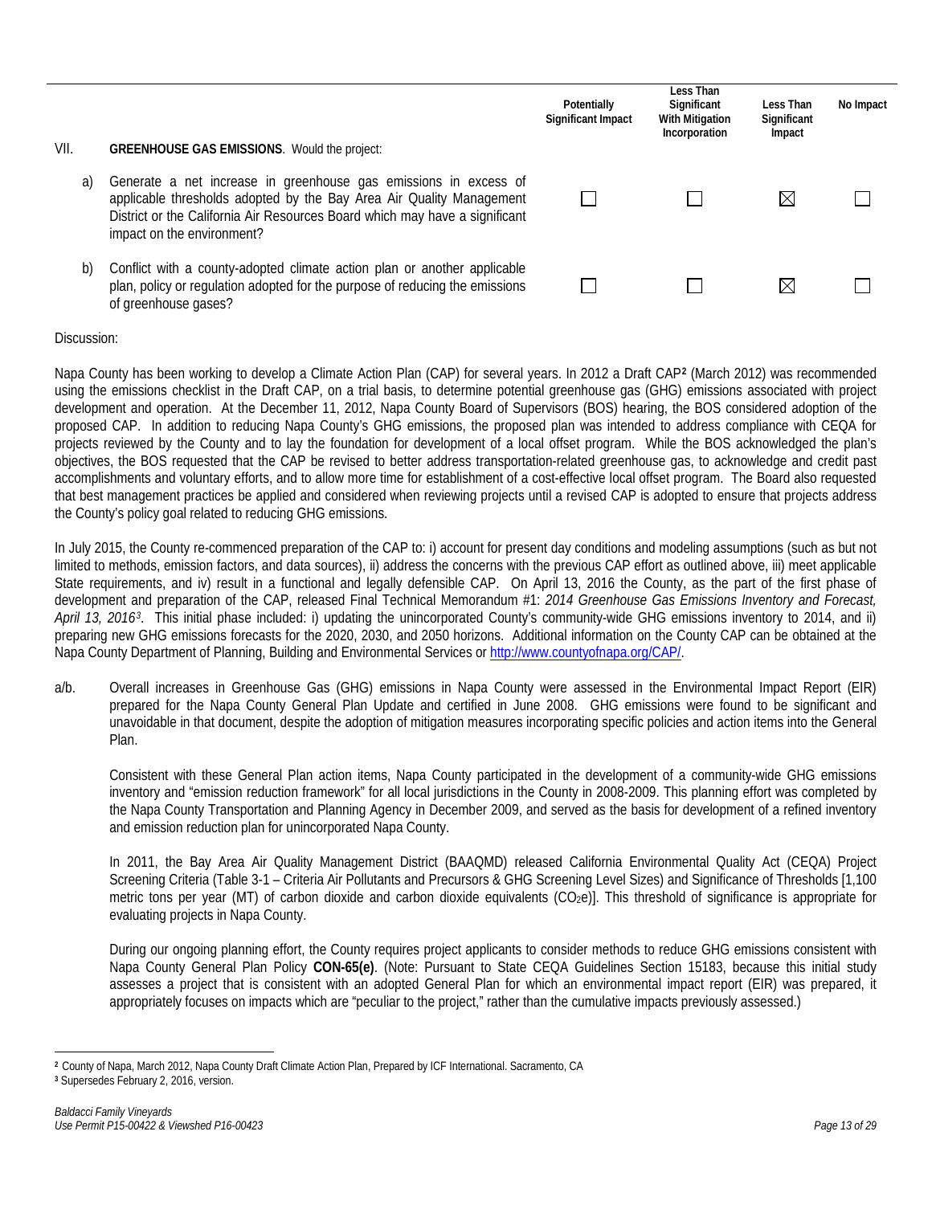| | | Potentially Significant Impact | Less Than Significant With Mitigation Incorporation | Less Than Significant Impact | No Impact |
|---|---|---|---|---|---|
| VII. | **GREENHOUSE GAS EMISSIONS**. Would the project: | | | | |
| a) | Generate a net increase in greenhouse gas emissions in excess of applicable thresholds adopted by the Bay Area Air Quality Management District or the California Air Resources Board which may have a significant impact on the environment? | ☐ | ☐ | ☒ | ☐ |
| b) | Conflict with a county-adopted climate action plan or another applicable plan, policy or regulation adopted for the purpose of reducing the emissions of greenhouse gases? | ☐ | ☐ | ☒ | ☐ |

Discussion:

Napa County has been working to develop a Climate Action Plan (CAP) for several years. In 2012 a Draft CAP[2] (March 2012) was recommended using the emissions checklist in the Draft CAP, on a trial basis, to determine potential greenhouse gas (GHG) emissions associated with project development and operation. At the December 11, 2012, Napa County Board of Supervisors (BOS) hearing, the BOS considered adoption of the proposed CAP. In addition to reducing Napa County's GHG emissions, the proposed plan was intended to address compliance with CEQA for projects reviewed by the County and to lay the foundation for development of a local offset program. While the BOS acknowledged the plan's objectives, the BOS requested that the CAP be revised to better address transportation-related greenhouse gas, to acknowledge and credit past accomplishments and voluntary efforts, and to allow more time for establishment of a cost-effective local offset program. The Board also requested that best management practices be applied and considered when reviewing projects until a revised CAP is adopted to ensure that projects address the County's policy goal related to reducing GHG emissions.

In July 2015, the County re-commenced preparation of the CAP to: i) account for present day conditions and modeling assumptions (such as but not limited to methods, emission factors, and data sources), ii) address the concerns with the previous CAP effort as outlined above, iii) meet applicable State requirements, and iv) result in a functional and legally defensible CAP. On April 13, 2016 the County, as the part of the first phase of development and preparation of the CAP, released Final Technical Memorandum #1: *2014 Greenhouse Gas Emissions Inventory and Forecast, April 13, 2016*[3]. This initial phase included: i) updating the unincorporated County's community-wide GHG emissions inventory to 2014, and ii) preparing new GHG emissions forecasts for the 2020, 2030, and 2050 horizons. Additional information on the County CAP can be obtained at the Napa County Department of Planning, Building and Environmental Services or http://www.countyofnapa.org/CAP/.

a/b. Overall increases in Greenhouse Gas (GHG) emissions in Napa County were assessed in the Environmental Impact Report (EIR) prepared for the Napa County General Plan Update and certified in June 2008. GHG emissions were found to be significant and unavoidable in that document, despite the adoption of mitigation measures incorporating specific policies and action items into the General Plan.

Consistent with these General Plan action items, Napa County participated in the development of a community-wide GHG emissions inventory and "emission reduction framework" for all local jurisdictions in the County in 2008-2009. This planning effort was completed by the Napa County Transportation and Planning Agency in December 2009, and served as the basis for development of a refined inventory and emission reduction plan for unincorporated Napa County.

In 2011, the Bay Area Air Quality Management District (BAAQMD) released California Environmental Quality Act (CEQA) Project Screening Criteria (Table 3-1 – Criteria Air Pollutants and Precursors & GHG Screening Level Sizes) and Significance of Thresholds [1,100 metric tons per year (MT) of carbon dioxide and carbon dioxide equivalents ($CO_2e$)]. This threshold of significance is appropriate for evaluating projects in Napa County.

During our ongoing planning effort, the County requires project applicants to consider methods to reduce GHG emissions consistent with Napa County General Plan Policy **CON-65(e)**. (Note: Pursuant to State CEQA Guidelines Section 15183, because this initial study assesses a project that is consistent with an adopted General Plan for which an environmental impact report (EIR) was prepared, it appropriately focuses on impacts which are "peculiar to the project," rather than the cumulative impacts previously assessed.)

[2] County of Napa, March 2012, Napa County Draft Climate Action Plan, Prepared by ICF International. Sacramento, CA

[3] Supersedes February 2, 2016, version.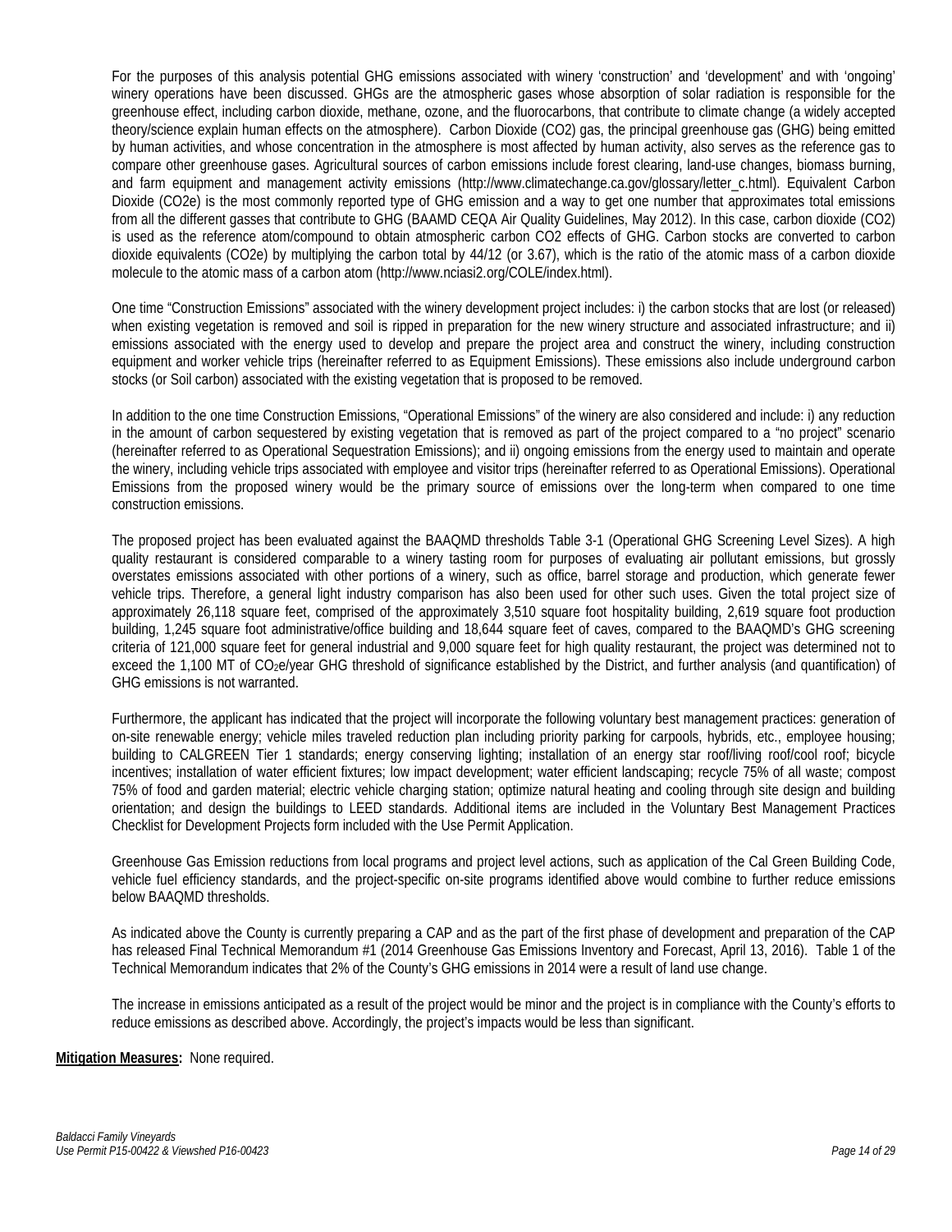For the purposes of this analysis potential GHG emissions associated with winery 'construction' and 'development' and with 'ongoing' winery operations have been discussed. GHGs are the atmospheric gases whose absorption of solar radiation is responsible for the greenhouse effect, including carbon dioxide, methane, ozone, and the fluorocarbons, that contribute to climate change (a widely accepted theory/science explain human effects on the atmosphere). Carbon Dioxide ($CO_2$) gas, the principal greenhouse gas (GHG) being emitted by human activities, and whose concentration in the atmosphere is most affected by human activity, also serves as the reference gas to compare other greenhouse gases. Agricultural sources of carbon emissions include forest clearing, land-use changes, biomass burning, and farm equipment and management activity emissions (http://www.climatechange.ca.gov/glossary/letter_c.html). Equivalent Carbon Dioxide ($CO_2e$) is the most commonly reported type of GHG emission and a way to get one number that approximates total emissions from all the different gasses that contribute to GHG (BAAMD CEQA Air Quality Guidelines, May 2012). In this case, carbon dioxide ($CO_2$) is used as the reference atom/compound to obtain atmospheric carbon $CO_2$ effects of GHG. Carbon stocks are converted to carbon dioxide equivalents ($CO_2e$) by multiplying the carbon total by 44/12 (or 3.67), which is the ratio of the atomic mass of a carbon dioxide molecule to the atomic mass of a carbon atom (http://www.nciasi2.org/COLE/index.html).

One time "Construction Emissions" associated with the winery development project includes: i) the carbon stocks that are lost (or released) when existing vegetation is removed and soil is ripped in preparation for the new winery structure and associated infrastructure; and ii) emissions associated with the energy used to develop and prepare the project area and construct the winery, including construction equipment and worker vehicle trips (hereinafter referred to as Equipment Emissions). These emissions also include underground carbon stocks (or Soil carbon) associated with the existing vegetation that is proposed to be removed.

In addition to the one time Construction Emissions, "Operational Emissions" of the winery are also considered and include: i) any reduction in the amount of carbon sequestered by existing vegetation that is removed as part of the project compared to a "no project" scenario (hereinafter referred to as Operational Sequestration Emissions); and ii) ongoing emissions from the energy used to maintain and operate the winery, including vehicle trips associated with employee and visitor trips (hereinafter referred to as Operational Emissions). Operational Emissions from the proposed winery would be the primary source of emissions over the long-term when compared to one time construction emissions.

The proposed project has been evaluated against the BAAQMD thresholds Table 3-1 (Operational GHG Screening Level Sizes). A high quality restaurant is considered comparable to a winery tasting room for purposes of evaluating air pollutant emissions, but grossly overstates emissions associated with other portions of a winery, such as office, barrel storage and production, which generate fewer vehicle trips. Therefore, a general light industry comparison has also been used for other such uses. Given the total project size of approximately 26,118 square feet, comprised of the approximately 3,510 square foot hospitality building, 2,619 square foot production building, 1,245 square foot administrative/office building and 18,644 square feet of caves, compared to the BAAQMD's GHG screening criteria of 121,000 square feet for general industrial and 9,000 square feet for high quality restaurant, the project was determined not to exceed the 1,100 MT of $CO_2e$/year GHG threshold of significance established by the District, and further analysis (and quantification) of GHG emissions is not warranted.

Furthermore, the applicant has indicated that the project will incorporate the following voluntary best management practices: generation of on-site renewable energy; vehicle miles traveled reduction plan including priority parking for carpools, hybrids, etc., employee housing; building to CALGREEN Tier 1 standards; energy conserving lighting; installation of an energy star roof/living roof/cool roof; bicycle incentives; installation of water efficient fixtures; low impact development; water efficient landscaping; recycle 75% of all waste; compost 75% of food and garden material; electric vehicle charging station; optimize natural heating and cooling through site design and building orientation; and design the buildings to LEED standards. Additional items are included in the Voluntary Best Management Practices Checklist for Development Projects form included with the Use Permit Application.

Greenhouse Gas Emission reductions from local programs and project level actions, such as application of the Cal Green Building Code, vehicle fuel efficiency standards, and the project-specific on-site programs identified above would combine to further reduce emissions below BAAQMD thresholds.

As indicated above the County is currently preparing a CAP and as the part of the first phase of development and preparation of the CAP has released Final Technical Memorandum #1 (2014 Greenhouse Gas Emissions Inventory and Forecast, April 13, 2016). Table 1 of the Technical Memorandum indicates that 2% of the County's GHG emissions in 2014 were a result of land use change.

The increase in emissions anticipated as a result of the project would be minor and the project is in compliance with the County's efforts to reduce emissions as described above. Accordingly, the project's impacts would be less than significant.

**Mitigation Measures:** None required.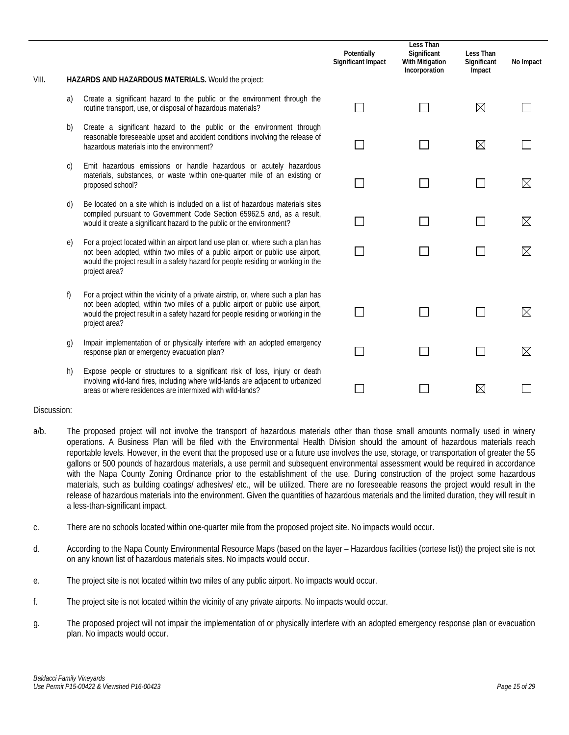| | | Potentially Significant Impact | Less Than Significant With Mitigation Incorporation | Less Than Significant Impact | No Impact |
|---|---|---|---|---|---|
| **VIII.** | **HAZARDS AND HAZARDOUS MATERIALS.** Would the project: | | | | |
| a) | Create a significant hazard to the public or the environment through the routine transport, use, or disposal of hazardous materials? | ☐ | ☐ | ☒ | ☐ |
| b) | Create a significant hazard to the public or the environment through reasonable foreseeable upset and accident conditions involving the release of hazardous materials into the environment? | ☐ | ☐ | ☒ | ☐ |
| c) | Emit hazardous emissions or handle hazardous or acutely hazardous materials, substances, or waste within one-quarter mile of an existing or proposed school? | ☐ | ☐ | ☐ | ☒ |
| d) | Be located on a site which is included on a list of hazardous materials sites compiled pursuant to Government Code Section 65962.5 and, as a result, would it create a significant hazard to the public or the environment? | ☐ | ☐ | ☐ | ☒ |
| e) | For a project located within an airport land use plan or, where such a plan has not been adopted, within two miles of a public airport or public use airport, would the project result in a safety hazard for people residing or working in the project area? | ☐ | ☐ | ☐ | ☒ |
| f) | For a project within the vicinity of a private airstrip, or, where such a plan has not been adopted, within two miles of a public airport or public use airport, would the project result in a safety hazard for people residing or working in the project area? | ☐ | ☐ | ☐ | ☒ |
| g) | Impair implementation of or physically interfere with an adopted emergency response plan or emergency evacuation plan? | ☐ | ☐ | ☐ | ☒ |
| h) | Expose people or structures to a significant risk of loss, injury or death involving wild-land fires, including where wild-lands are adjacent to urbanized areas or where residences are intermixed with wild-lands? | ☐ | ☐ | ☒ | ☐ |

Discussion:

a/b. The proposed project will not involve the transport of hazardous materials other than those small amounts normally used in winery operations. A Business Plan will be filed with the Environmental Health Division should the amount of hazardous materials reach reportable levels. However, in the event that the proposed use or a future use involves the use, storage, or transportation of greater the 55 gallons or 500 pounds of hazardous materials, a use permit and subsequent environmental assessment would be required in accordance with the Napa County Zoning Ordinance prior to the establishment of the use. During construction of the project some hazardous materials, such as building coatings/ adhesives/ etc., will be utilized. There are no foreseeable reasons the project would result in the release of hazardous materials into the environment. Given the quantities of hazardous materials and the limited duration, they will result in a less-than-significant impact.

c. There are no schools located within one-quarter mile from the proposed project site. No impacts would occur.

d. According to the Napa County Environmental Resource Maps (based on the layer – Hazardous facilities (cortese list)) the project site is not on any known list of hazardous materials sites. No impacts would occur.

e. The project site is not located within two miles of any public airport. No impacts would occur.

f. The project site is not located within the vicinity of any private airports. No impacts would occur.

g. The proposed project will not impair the implementation of or physically interfere with an adopted emergency response plan or evacuation plan. No impacts would occur.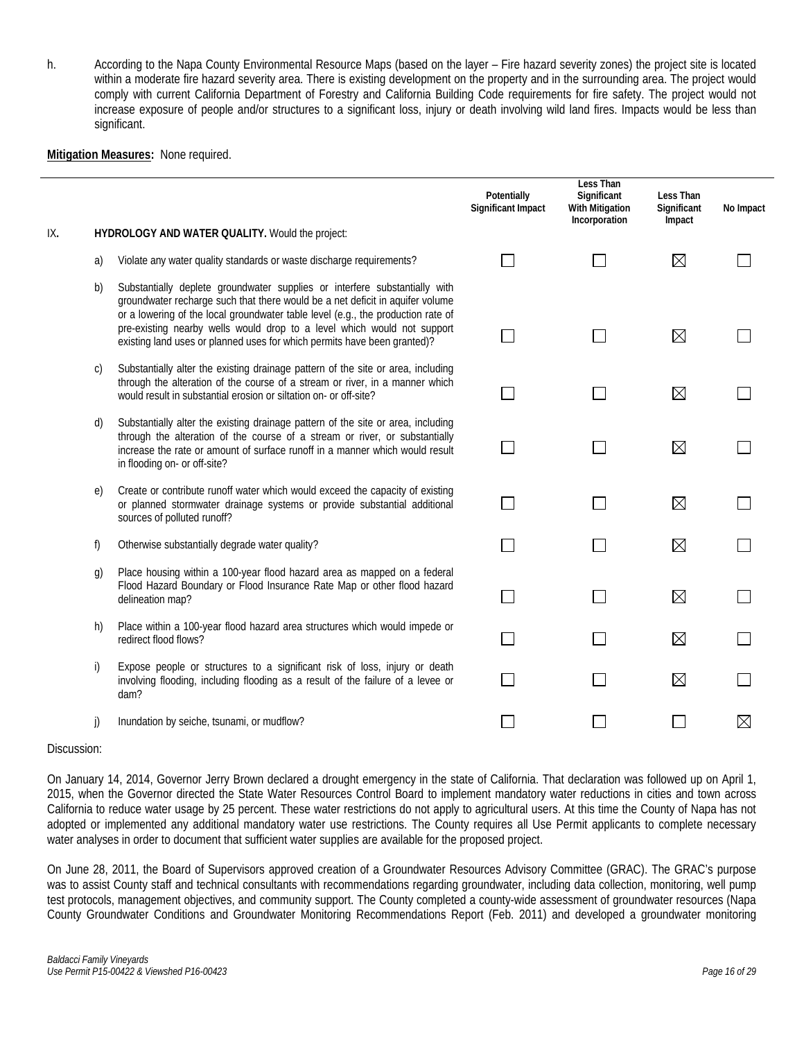h. According to the Napa County Environmental Resource Maps (based on the layer – Fire hazard severity zones) the project site is located within a moderate fire hazard severity area. There is existing development on the property and in the surrounding area. The project would comply with current California Department of Forestry and California Building Code requirements for fire safety. The project would not increase exposure of people and/or structures to a significant loss, injury or death involving wild land fires. Impacts would be less than significant.

**Mitigation Measures:** None required.

| | | | Potentially Significant Impact | Less Than Significant With Mitigation Incorporation | Less Than Significant Impact | No Impact |
|---|---|---|---|---|---|---|
| IX. | | **HYDROLOGY AND WATER QUALITY.** Would the project: | | | | |
| | a) | Violate any water quality standards or waste discharge requirements? | ☐ | ☐ | ☒ | ☐ |
| | b) | Substantially deplete groundwater supplies or interfere substantially with groundwater recharge such that there would be a net deficit in aquifer volume or a lowering of the local groundwater table level (e.g., the production rate of pre-existing nearby wells would drop to a level which would not support existing land uses or planned uses for which permits have been granted)? | ☐ | ☐ | ☒ | ☐ |
| | c) | Substantially alter the existing drainage pattern of the site or area, including through the alteration of the course of a stream or river, in a manner which would result in substantial erosion or siltation on- or off-site? | ☐ | ☐ | ☒ | ☐ |
| | d) | Substantially alter the existing drainage pattern of the site or area, including through the alteration of the course of a stream or river, or substantially increase the rate or amount of surface runoff in a manner which would result in flooding on- or off-site? | ☐ | ☐ | ☒ | ☐ |
| | e) | Create or contribute runoff water which would exceed the capacity of existing or planned stormwater drainage systems or provide substantial additional sources of polluted runoff? | ☐ | ☐ | ☒ | ☐ |
| | f) | Otherwise substantially degrade water quality? | ☐ | ☐ | ☒ | ☐ |
| | g) | Place housing within a 100-year flood hazard area as mapped on a federal Flood Hazard Boundary or Flood Insurance Rate Map or other flood hazard delineation map? | ☐ | ☐ | ☒ | ☐ |
| | h) | Place within a 100-year flood hazard area structures which would impede or redirect flood flows? | ☐ | ☐ | ☒ | ☐ |
| | i) | Expose people or structures to a significant risk of loss, injury or death involving flooding, including flooding as a result of the failure of a levee or dam? | ☐ | ☐ | ☒ | ☐ |
| | j) | Inundation by seiche, tsunami, or mudflow? | ☐ | ☐ | ☐ | ☒ |

Discussion:

On January 14, 2014, Governor Jerry Brown declared a drought emergency in the state of California. That declaration was followed up on April 1, 2015, when the Governor directed the State Water Resources Control Board to implement mandatory water reductions in cities and town across California to reduce water usage by 25 percent. These water restrictions do not apply to agricultural users. At this time the County of Napa has not adopted or implemented any additional mandatory water use restrictions. The County requires all Use Permit applicants to complete necessary water analyses in order to document that sufficient water supplies are available for the proposed project.

On June 28, 2011, the Board of Supervisors approved creation of a Groundwater Resources Advisory Committee (GRAC). The GRAC's purpose was to assist County staff and technical consultants with recommendations regarding groundwater, including data collection, monitoring, well pump test protocols, management objectives, and community support. The County completed a county-wide assessment of groundwater resources (Napa County Groundwater Conditions and Groundwater Monitoring Recommendations Report (Feb. 2011) and developed a groundwater monitoring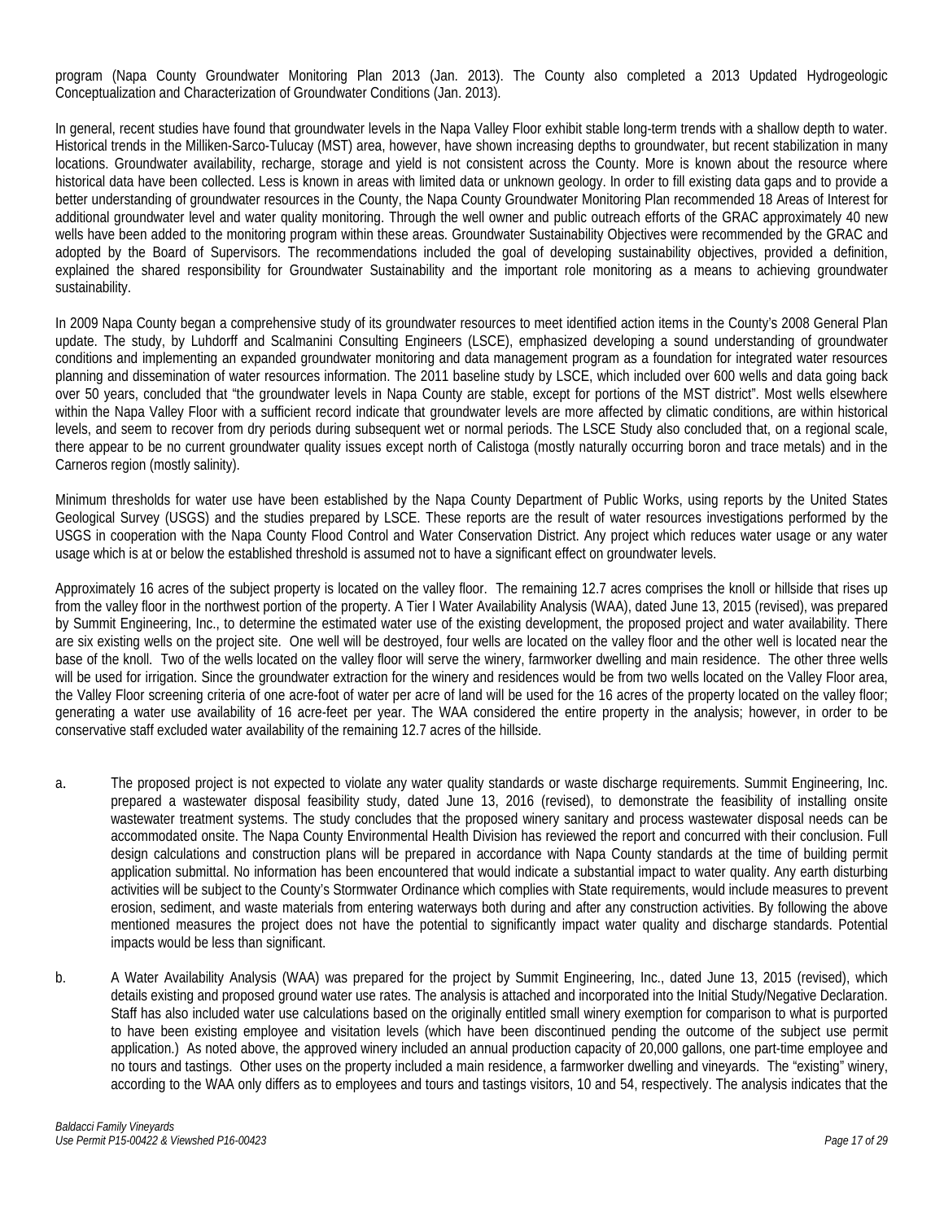program (Napa County Groundwater Monitoring Plan 2013 (Jan. 2013). The County also completed a 2013 Updated Hydrogeologic Conceptualization and Characterization of Groundwater Conditions (Jan. 2013).

In general, recent studies have found that groundwater levels in the Napa Valley Floor exhibit stable long-term trends with a shallow depth to water. Historical trends in the Milliken-Sarco-Tulucay (MST) area, however, have shown increasing depths to groundwater, but recent stabilization in many locations. Groundwater availability, recharge, storage and yield is not consistent across the County. More is known about the resource where historical data have been collected. Less is known in areas with limited data or unknown geology. In order to fill existing data gaps and to provide a better understanding of groundwater resources in the County, the Napa County Groundwater Monitoring Plan recommended 18 Areas of Interest for additional groundwater level and water quality monitoring. Through the well owner and public outreach efforts of the GRAC approximately 40 new wells have been added to the monitoring program within these areas. Groundwater Sustainability Objectives were recommended by the GRAC and adopted by the Board of Supervisors. The recommendations included the goal of developing sustainability objectives, provided a definition, explained the shared responsibility for Groundwater Sustainability and the important role monitoring as a means to achieving groundwater sustainability.

In 2009 Napa County began a comprehensive study of its groundwater resources to meet identified action items in the County's 2008 General Plan update. The study, by Luhdorff and Scalmanini Consulting Engineers (LSCE), emphasized developing a sound understanding of groundwater conditions and implementing an expanded groundwater monitoring and data management program as a foundation for integrated water resources planning and dissemination of water resources information. The 2011 baseline study by LSCE, which included over 600 wells and data going back over 50 years, concluded that "the groundwater levels in Napa County are stable, except for portions of the MST district". Most wells elsewhere within the Napa Valley Floor with a sufficient record indicate that groundwater levels are more affected by climatic conditions, are within historical levels, and seem to recover from dry periods during subsequent wet or normal periods. The LSCE Study also concluded that, on a regional scale, there appear to be no current groundwater quality issues except north of Calistoga (mostly naturally occurring boron and trace metals) and in the Carneros region (mostly salinity).

Minimum thresholds for water use have been established by the Napa County Department of Public Works, using reports by the United States Geological Survey (USGS) and the studies prepared by LSCE. These reports are the result of water resources investigations performed by the USGS in cooperation with the Napa County Flood Control and Water Conservation District. Any project which reduces water usage or any water usage which is at or below the established threshold is assumed not to have a significant effect on groundwater levels.

Approximately 16 acres of the subject property is located on the valley floor. The remaining 12.7 acres comprises the knoll or hillside that rises up from the valley floor in the northwest portion of the property. A Tier I Water Availability Analysis (WAA), dated June 13, 2015 (revised), was prepared by Summit Engineering, Inc., to determine the estimated water use of the existing development, the proposed project and water availability. There are six existing wells on the project site. One well will be destroyed, four wells are located on the valley floor and the other well is located near the base of the knoll. Two of the wells located on the valley floor will serve the winery, farmworker dwelling and main residence. The other three wells will be used for irrigation. Since the groundwater extraction for the winery and residences would be from two wells located on the Valley Floor area, the Valley Floor screening criteria of one acre-foot of water per acre of land will be used for the 16 acres of the property located on the valley floor; generating a water use availability of 16 acre-feet per year. The WAA considered the entire property in the analysis; however, in order to be conservative staff excluded water availability of the remaining 12.7 acres of the hillside.

a. The proposed project is not expected to violate any water quality standards or waste discharge requirements. Summit Engineering, Inc. prepared a wastewater disposal feasibility study, dated June 13, 2016 (revised), to demonstrate the feasibility of installing onsite wastewater treatment systems. The study concludes that the proposed winery sanitary and process wastewater disposal needs can be accommodated onsite. The Napa County Environmental Health Division has reviewed the report and concurred with their conclusion. Full design calculations and construction plans will be prepared in accordance with Napa County standards at the time of building permit application submittal. No information has been encountered that would indicate a substantial impact to water quality. Any earth disturbing activities will be subject to the County's Stormwater Ordinance which complies with State requirements, would include measures to prevent erosion, sediment, and waste materials from entering waterways both during and after any construction activities. By following the above mentioned measures the project does not have the potential to significantly impact water quality and discharge standards. Potential impacts would be less than significant.

b. A Water Availability Analysis (WAA) was prepared for the project by Summit Engineering, Inc., dated June 13, 2015 (revised), which details existing and proposed ground water use rates. The analysis is attached and incorporated into the Initial Study/Negative Declaration. Staff has also included water use calculations based on the originally entitled small winery exemption for comparison to what is purported to have been existing employee and visitation levels (which have been discontinued pending the outcome of the subject use permit application.) As noted above, the approved winery included an annual production capacity of 20,000 gallons, one part-time employee and no tours and tastings. Other uses on the property included a main residence, a farmworker dwelling and vineyards. The "existing" winery, according to the WAA only differs as to employees and tours and tastings visitors, 10 and 54, respectively. The analysis indicates that the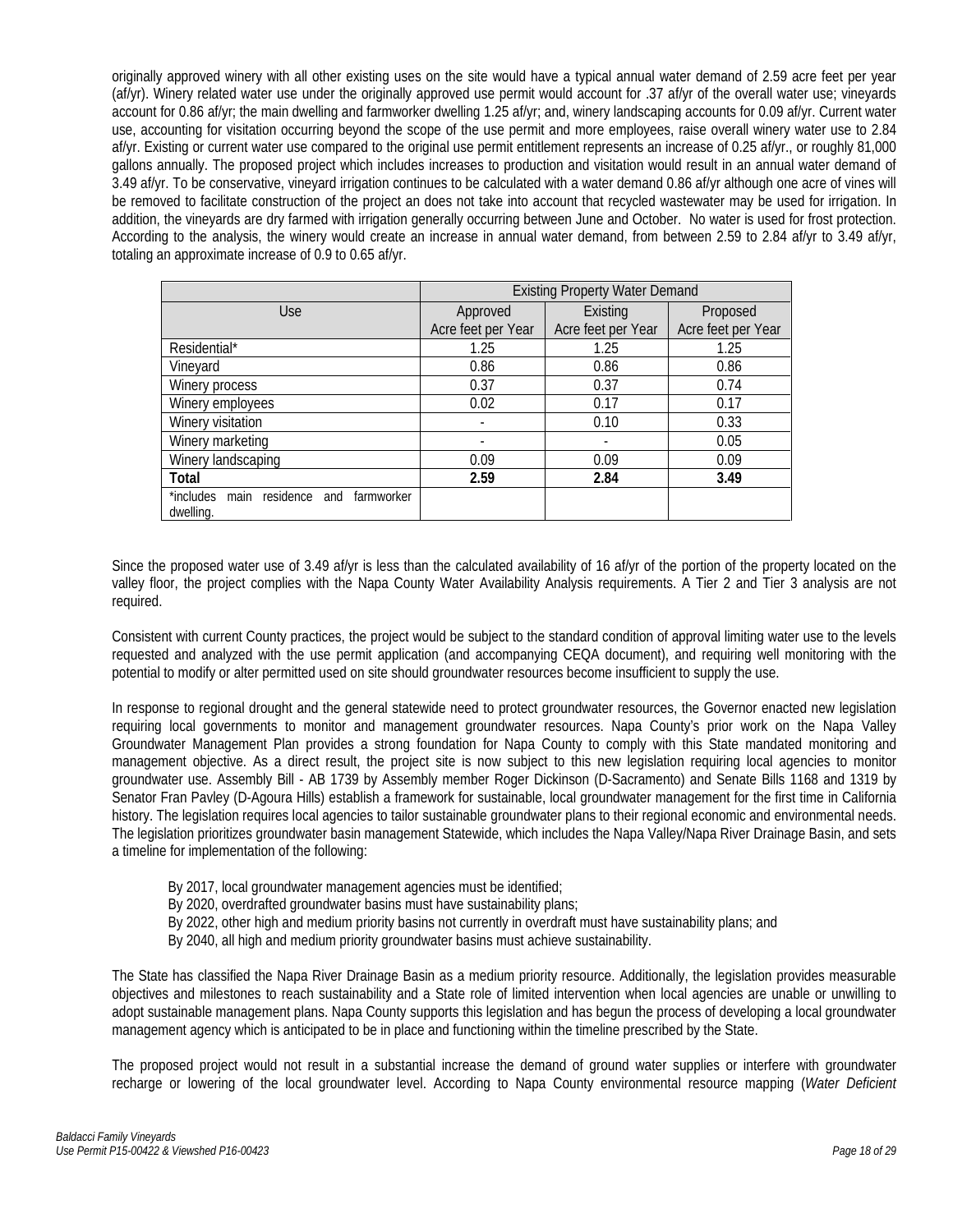originally approved winery with all other existing uses on the site would have a typical annual water demand of 2.59 acre feet per year (af/yr). Winery related water use under the originally approved use permit would account for .37 af/yr of the overall water use; vineyards account for 0.86 af/yr; the main dwelling and farmworker dwelling 1.25 af/yr; and, winery landscaping accounts for 0.09 af/yr. Current water use, accounting for visitation occurring beyond the scope of the use permit and more employees, raise overall winery water use to 2.84 af/yr. Existing or current water use compared to the original use permit entitlement represents an increase of 0.25 af/yr., or roughly 81,000 gallons annually. The proposed project which includes increases to production and visitation would result in an annual water demand of 3.49 af/yr. To be conservative, vineyard irrigation continues to be calculated with a water demand 0.86 af/yr although one acre of vines will be removed to facilitate construction of the project an does not take into account that recycled wastewater may be used for irrigation. In addition, the vineyards are dry farmed with irrigation generally occurring between June and October. No water is used for frost protection. According to the analysis, the winery would create an increase in annual water demand, from between 2.59 to 2.84 af/yr to 3.49 af/yr, totaling an approximate increase of 0.9 to 0.65 af/yr.

| | Existing Property Water Demand | | |
|---|---|---|---|
| Use | Approved<br>Acre feet per Year | Existing<br>Acre feet per Year | Proposed<br>Acre feet per Year |
| Residential* | 1.25 | 1.25 | 1.25 |
| Vineyard | 0.86 | 0.86 | 0.86 |
| Winery process | 0.37 | 0.37 | 0.74 |
| Winery employees | 0.02 | 0.17 | 0.17 |
| Winery visitation | - | 0.10 | 0.33 |
| Winery marketing | - | - | 0.05 |
| Winery landscaping | 0.09 | 0.09 | 0.09 |
| **Total** | **2.59** | **2.84** | **3.49** |
| *includes main residence and farmworker dwelling. | | | |

Since the proposed water use of 3.49 af/yr is less than the calculated availability of 16 af/yr of the portion of the property located on the valley floor, the project complies with the Napa County Water Availability Analysis requirements. A Tier 2 and Tier 3 analysis are not required.

Consistent with current County practices, the project would be subject to the standard condition of approval limiting water use to the levels requested and analyzed with the use permit application (and accompanying CEQA document), and requiring well monitoring with the potential to modify or alter permitted used on site should groundwater resources become insufficient to supply the use.

In response to regional drought and the general statewide need to protect groundwater resources, the Governor enacted new legislation requiring local governments to monitor and management groundwater resources. Napa County's prior work on the Napa Valley Groundwater Management Plan provides a strong foundation for Napa County to comply with this State mandated monitoring and management objective. As a direct result, the project site is now subject to this new legislation requiring local agencies to monitor groundwater use. Assembly Bill - AB 1739 by Assembly member Roger Dickinson (D-Sacramento) and Senate Bills 1168 and 1319 by Senator Fran Pavley (D-Agoura Hills) establish a framework for sustainable, local groundwater management for the first time in California history. The legislation requires local agencies to tailor sustainable groundwater plans to their regional economic and environmental needs. The legislation prioritizes groundwater basin management Statewide, which includes the Napa Valley/Napa River Drainage Basin, and sets a timeline for implementation of the following:

By 2017, local groundwater management agencies must be identified;
By 2020, overdrafted groundwater basins must have sustainability plans;
By 2022, other high and medium priority basins not currently in overdraft must have sustainability plans; and
By 2040, all high and medium priority groundwater basins must achieve sustainability.

The State has classified the Napa River Drainage Basin as a medium priority resource. Additionally, the legislation provides measurable objectives and milestones to reach sustainability and a State role of limited intervention when local agencies are unable or unwilling to adopt sustainable management plans. Napa County supports this legislation and has begun the process of developing a local groundwater management agency which is anticipated to be in place and functioning within the timeline prescribed by the State.

The proposed project would not result in a substantial increase the demand of ground water supplies or interfere with groundwater recharge or lowering of the local groundwater level. According to Napa County environmental resource mapping (*Water Deficient*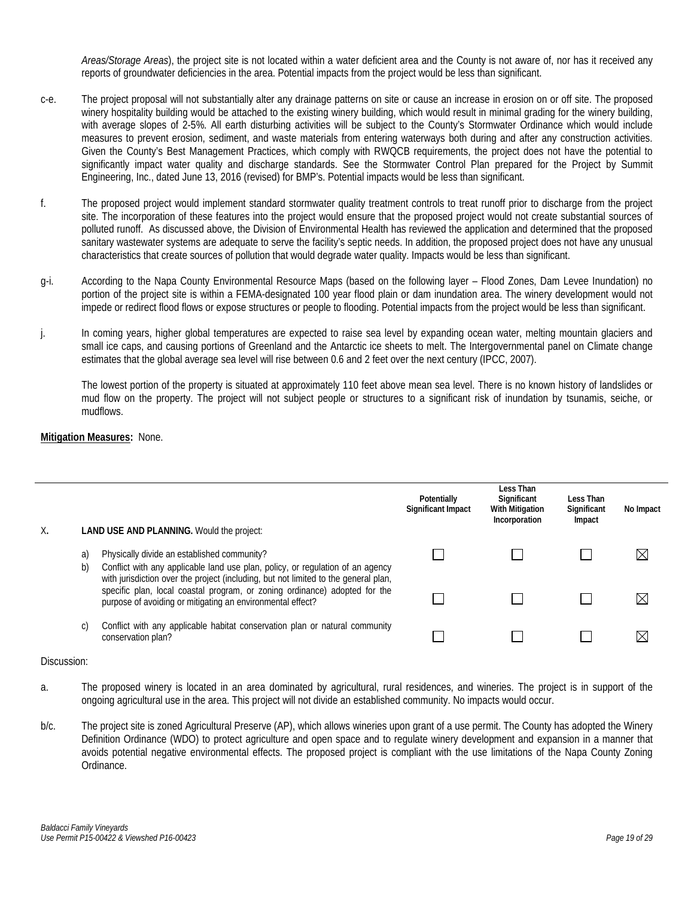*Areas/Storage Areas*), the project site is not located within a water deficient area and the County is not aware of, nor has it received any reports of groundwater deficiencies in the area. Potential impacts from the project would be less than significant.

c-e. The project proposal will not substantially alter any drainage patterns on site or cause an increase in erosion on or off site. The proposed winery hospitality building would be attached to the existing winery building, which would result in minimal grading for the winery building, with average slopes of 2-5%. All earth disturbing activities will be subject to the County's Stormwater Ordinance which would include measures to prevent erosion, sediment, and waste materials from entering waterways both during and after any construction activities. Given the County's Best Management Practices, which comply with RWQCB requirements, the project does not have the potential to significantly impact water quality and discharge standards. See the Stormwater Control Plan prepared for the Project by Summit Engineering, Inc., dated June 13, 2016 (revised) for BMP's. Potential impacts would be less than significant.

f. The proposed project would implement standard stormwater quality treatment controls to treat runoff prior to discharge from the project site. The incorporation of these features into the project would ensure that the proposed project would not create substantial sources of polluted runoff. As discussed above, the Division of Environmental Health has reviewed the application and determined that the proposed sanitary wastewater systems are adequate to serve the facility's septic needs. In addition, the proposed project does not have any unusual characteristics that create sources of pollution that would degrade water quality. Impacts would be less than significant.

g-i. According to the Napa County Environmental Resource Maps (based on the following layer – Flood Zones, Dam Levee Inundation) no portion of the project site is within a FEMA-designated 100 year flood plain or dam inundation area. The winery development would not impede or redirect flood flows or expose structures or people to flooding. Potential impacts from the project would be less than significant.

j. In coming years, higher global temperatures are expected to raise sea level by expanding ocean water, melting mountain glaciers and small ice caps, and causing portions of Greenland and the Antarctic ice sheets to melt. The Intergovernmental panel on Climate change estimates that the global average sea level will rise between 0.6 and 2 feet over the next century (IPCC, 2007).

The lowest portion of the property is situated at approximately 110 feet above mean sea level. There is no known history of landslides or mud flow on the property. The project will not subject people or structures to a significant risk of inundation by tsunamis, seiche, or mudflows.

**Mitigation Measures:** None.

| X. | **LAND USE AND PLANNING.** Would the project: | Potentially Significant Impact | Less Than Significant With Mitigation Incorporation | Less Than Significant Impact | No Impact |
|---|---|---|---|---|---|
| a) | Physically divide an established community? | ☐ | ☐ | ☐ | ☒ |
| b) | Conflict with any applicable land use plan, policy, or regulation of an agency with jurisdiction over the project (including, but not limited to the general plan, specific plan, local coastal program, or zoning ordinance) adopted for the purpose of avoiding or mitigating an environmental effect? | ☐ | ☐ | ☐ | ☒ |
| c) | Conflict with any applicable habitat conservation plan or natural community conservation plan? | ☐ | ☐ | ☐ | ☒ |

Discussion:

a. The proposed winery is located in an area dominated by agricultural, rural residences, and wineries. The project is in support of the ongoing agricultural use in the area. This project will not divide an established community. No impacts would occur.

b/c. The project site is zoned Agricultural Preserve (AP), which allows wineries upon grant of a use permit. The County has adopted the Winery Definition Ordinance (WDO) to protect agriculture and open space and to regulate winery development and expansion in a manner that avoids potential negative environmental effects. The proposed project is compliant with the use limitations of the Napa County Zoning Ordinance.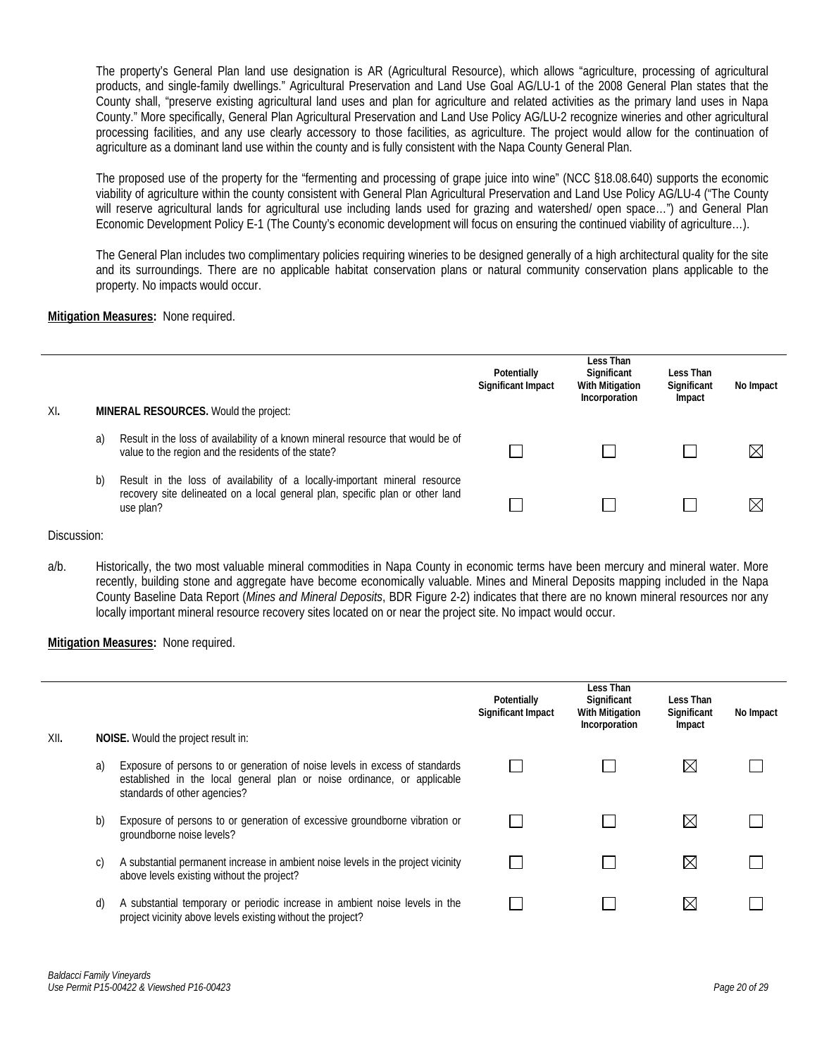The property's General Plan land use designation is AR (Agricultural Resource), which allows "agriculture, processing of agricultural products, and single-family dwellings." Agricultural Preservation and Land Use Goal AG/LU-1 of the 2008 General Plan states that the County shall, "preserve existing agricultural land uses and plan for agriculture and related activities as the primary land uses in Napa County." More specifically, General Plan Agricultural Preservation and Land Use Policy AG/LU-2 recognize wineries and other agricultural processing facilities, and any use clearly accessory to those facilities, as agriculture. The project would allow for the continuation of agriculture as a dominant land use within the county and is fully consistent with the Napa County General Plan.

The proposed use of the property for the "fermenting and processing of grape juice into wine" (NCC §18.08.640) supports the economic viability of agriculture within the county consistent with General Plan Agricultural Preservation and Land Use Policy AG/LU-4 ("The County will reserve agricultural lands for agricultural use including lands used for grazing and watershed/ open space…") and General Plan Economic Development Policy E-1 (The County's economic development will focus on ensuring the continued viability of agriculture…).

The General Plan includes two complimentary policies requiring wineries to be designed generally of a high architectural quality for the site and its surroundings. There are no applicable habitat conservation plans or natural community conservation plans applicable to the property. No impacts would occur.

**Mitigation Measures:** None required.

| | | | Potentially Significant Impact | Less Than Significant With Mitigation Incorporation | Less Than Significant Impact | No Impact |
|---|---|---|---|---|---|---|
| XI. | **MINERAL RESOURCES.** Would the project: | | | | | |
| | a) | Result in the loss of availability of a known mineral resource that would be of value to the region and the residents of the state? | ☐ | ☐ | ☐ | ☒ |
| | b) | Result in the loss of availability of a locally-important mineral resource recovery site delineated on a local general plan, specific plan or other land use plan? | ☐ | ☐ | ☐ | ☒ |

Discussion:

a/b. Historically, the two most valuable mineral commodities in Napa County in economic terms have been mercury and mineral water. More recently, building stone and aggregate have become economically valuable. Mines and Mineral Deposits mapping included in the Napa County Baseline Data Report (*Mines and Mineral Deposits*, BDR Figure 2-2) indicates that there are no known mineral resources nor any locally important mineral resource recovery sites located on or near the project site. No impact would occur.

**Mitigation Measures:** None required.

| | | | Potentially Significant Impact | Less Than Significant With Mitigation Incorporation | Less Than Significant Impact | No Impact |
|---|---|---|---|---|---|---|
| XII. | **NOISE.** Would the project result in: | | | | | |
| | a) | Exposure of persons to or generation of noise levels in excess of standards established in the local general plan or noise ordinance, or applicable standards of other agencies? | ☐ | ☐ | ☒ | ☐ |
| | b) | Exposure of persons to or generation of excessive groundborne vibration or groundborne noise levels? | ☐ | ☐ | ☒ | ☐ |
| | c) | A substantial permanent increase in ambient noise levels in the project vicinity above levels existing without the project? | ☐ | ☐ | ☒ | ☐ |
| | d) | A substantial temporary or periodic increase in ambient noise levels in the project vicinity above levels existing without the project? | ☐ | ☐ | ☒ | ☐ |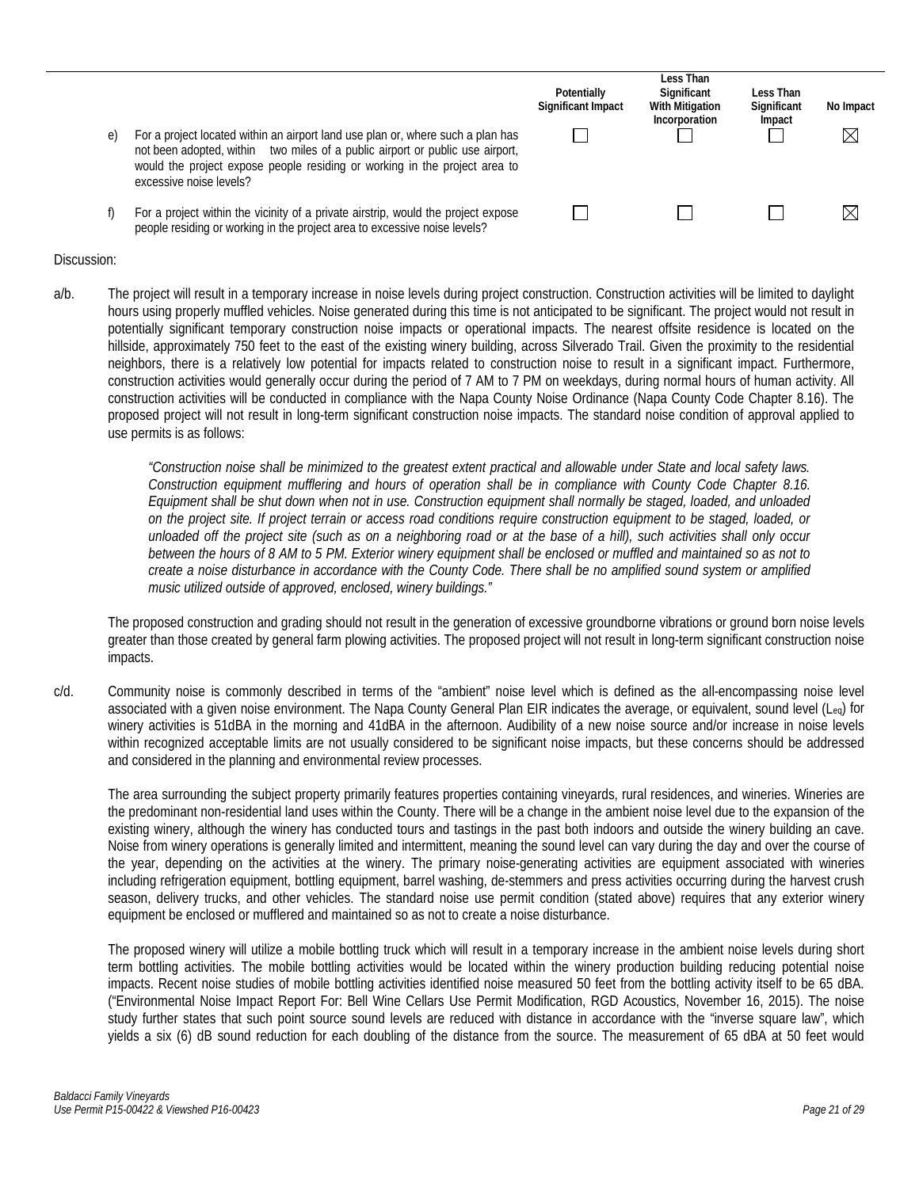| | | Potentially Significant Impact | Less Than Significant With Mitigation Incorporation | Less Than Significant Impact | No Impact |
|---|---|---|---|---|---|
| e) | For a project located within an airport land use plan or, where such a plan has not been adopted, within two miles of a public airport or public use airport, would the project expose people residing or working in the project area to excessive noise levels? | ☐ | ☐ | ☐ | ☒ |
| f) | For a project within the vicinity of a private airstrip, would the project expose people residing or working in the project area to excessive noise levels? | ☐ | ☐ | ☐ | ☒ |

Discussion:

a/b. The project will result in a temporary increase in noise levels during project construction. Construction activities will be limited to daylight hours using properly muffled vehicles. Noise generated during this time is not anticipated to be significant. The project would not result in potentially significant temporary construction noise impacts or operational impacts. The nearest offsite residence is located on the hillside, approximately 750 feet to the east of the existing winery building, across Silverado Trail. Given the proximity to the residential neighbors, there is a relatively low potential for impacts related to construction noise to result in a significant impact. Furthermore, construction activities would generally occur during the period of 7 AM to 7 PM on weekdays, during normal hours of human activity. All construction activities will be conducted in compliance with the Napa County Noise Ordinance (Napa County Code Chapter 8.16). The proposed project will not result in long-term significant construction noise impacts. The standard noise condition of approval applied to use permits is as follows:

> *"Construction noise shall be minimized to the greatest extent practical and allowable under State and local safety laws. Construction equipment mufflering and hours of operation shall be in compliance with County Code Chapter 8.16. Equipment shall be shut down when not in use. Construction equipment shall normally be staged, loaded, and unloaded on the project site. If project terrain or access road conditions require construction equipment to be staged, loaded, or unloaded off the project site (such as on a neighboring road or at the base of a hill), such activities shall only occur between the hours of 8 AM to 5 PM. Exterior winery equipment shall be enclosed or muffled and maintained so as not to create a noise disturbance in accordance with the County Code. There shall be no amplified sound system or amplified music utilized outside of approved, enclosed, winery buildings."*

The proposed construction and grading should not result in the generation of excessive groundborne vibrations or ground born noise levels greater than those created by general farm plowing activities. The proposed project will not result in long-term significant construction noise impacts.

c/d. Community noise is commonly described in terms of the "ambient" noise level which is defined as the all-encompassing noise level associated with a given noise environment. The Napa County General Plan EIR indicates the average, or equivalent, sound level ($L_{eq}$) for winery activities is 51dBA in the morning and 41dBA in the afternoon. Audibility of a new noise source and/or increase in noise levels within recognized acceptable limits are not usually considered to be significant noise impacts, but these concerns should be addressed and considered in the planning and environmental review processes.

The area surrounding the subject property primarily features properties containing vineyards, rural residences, and wineries. Wineries are the predominant non-residential land uses within the County. There will be a change in the ambient noise level due to the expansion of the existing winery, although the winery has conducted tours and tastings in the past both indoors and outside the winery building an cave. Noise from winery operations is generally limited and intermittent, meaning the sound level can vary during the day and over the course of the year, depending on the activities at the winery. The primary noise-generating activities are equipment associated with wineries including refrigeration equipment, bottling equipment, barrel washing, de-stemmers and press activities occurring during the harvest crush season, delivery trucks, and other vehicles. The standard noise use permit condition (stated above) requires that any exterior winery equipment be enclosed or mufflered and maintained so as not to create a noise disturbance.

The proposed winery will utilize a mobile bottling truck which will result in a temporary increase in the ambient noise levels during short term bottling activities. The mobile bottling activities would be located within the winery production building reducing potential noise impacts. Recent noise studies of mobile bottling activities identified noise measured 50 feet from the bottling activity itself to be 65 dBA. ("Environmental Noise Impact Report For: Bell Wine Cellars Use Permit Modification, RGD Acoustics, November 16, 2015). The noise study further states that such point source sound levels are reduced with distance in accordance with the "inverse square law", which yields a six (6) dB sound reduction for each doubling of the distance from the source. The measurement of 65 dBA at 50 feet would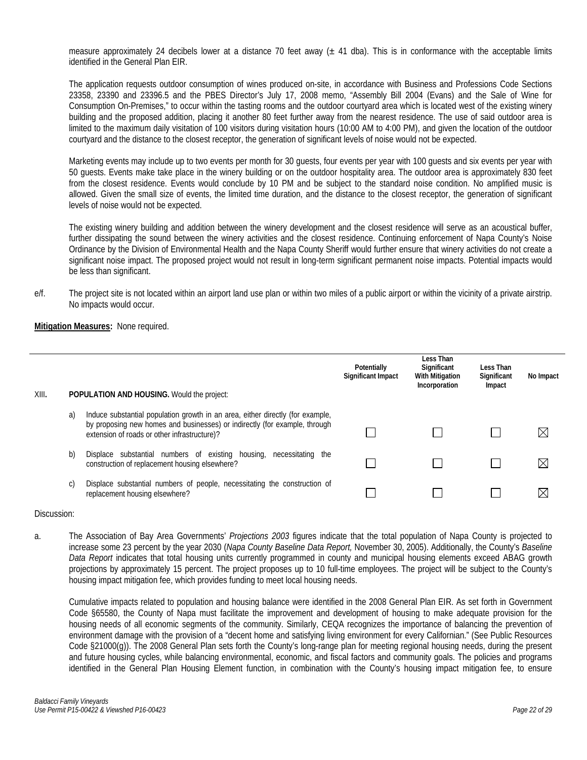measure approximately 24 decibels lower at a distance 70 feet away (± 41 dba). This is in conformance with the acceptable limits identified in the General Plan EIR.

The application requests outdoor consumption of wines produced on-site, in accordance with Business and Professions Code Sections 23358, 23390 and 23396.5 and the PBES Director's July 17, 2008 memo, "Assembly Bill 2004 (Evans) and the Sale of Wine for Consumption On-Premises," to occur within the tasting rooms and the outdoor courtyard area which is located west of the existing winery building and the proposed addition, placing it another 80 feet further away from the nearest residence. The use of said outdoor area is limited to the maximum daily visitation of 100 visitors during visitation hours (10:00 AM to 4:00 PM), and given the location of the outdoor courtyard and the distance to the closest receptor, the generation of significant levels of noise would not be expected.

Marketing events may include up to two events per month for 30 guests, four events per year with 100 guests and six events per year with 50 guests. Events make take place in the winery building or on the outdoor hospitality area. The outdoor area is approximately 830 feet from the closest residence. Events would conclude by 10 PM and be subject to the standard noise condition. No amplified music is allowed. Given the small size of events, the limited time duration, and the distance to the closest receptor, the generation of significant levels of noise would not be expected.

The existing winery building and addition between the winery development and the closest residence will serve as an acoustical buffer, further dissipating the sound between the winery activities and the closest residence. Continuing enforcement of Napa County's Noise Ordinance by the Division of Environmental Health and the Napa County Sheriff would further ensure that winery activities do not create a significant noise impact. The proposed project would not result in long-term significant permanent noise impacts. Potential impacts would be less than significant.

e/f. The project site is not located within an airport land use plan or within two miles of a public airport or within the vicinity of a private airstrip. No impacts would occur.

**Mitigation Measures:** None required.

| | | | Potentially Significant Impact | Less Than Significant With Mitigation Incorporation | Less Than Significant Impact | No Impact |
|---|---|---|---|---|---|---|
| XIII. | **POPULATION AND HOUSING.** Would the project: | | | | | |
| | a) | Induce substantial population growth in an area, either directly (for example, by proposing new homes and businesses) or indirectly (for example, through extension of roads or other infrastructure)? | ☐ | ☐ | ☐ | ☒ |
| | b) | Displace substantial numbers of existing housing, necessitating the construction of replacement housing elsewhere? | ☐ | ☐ | ☐ | ☒ |
| | c) | Displace substantial numbers of people, necessitating the construction of replacement housing elsewhere? | ☐ | ☐ | ☐ | ☒ |

Discussion:

a. The Association of Bay Area Governments' *Projections 2003* figures indicate that the total population of Napa County is projected to increase some 23 percent by the year 2030 (*Napa County Baseline Data Report,* November 30, 2005). Additionally, the County's *Baseline Data Report* indicates that total housing units currently programmed in county and municipal housing elements exceed ABAG growth projections by approximately 15 percent. The project proposes up to 10 full-time employees. The project will be subject to the County's housing impact mitigation fee, which provides funding to meet local housing needs.

Cumulative impacts related to population and housing balance were identified in the 2008 General Plan EIR. As set forth in Government Code §65580, the County of Napa must facilitate the improvement and development of housing to make adequate provision for the housing needs of all economic segments of the community. Similarly, CEQA recognizes the importance of balancing the prevention of environment damage with the provision of a "decent home and satisfying living environment for every Californian." (See Public Resources Code §21000(g)). The 2008 General Plan sets forth the County's long-range plan for meeting regional housing needs, during the present and future housing cycles, while balancing environmental, economic, and fiscal factors and community goals. The policies and programs identified in the General Plan Housing Element function, in combination with the County's housing impact mitigation fee, to ensure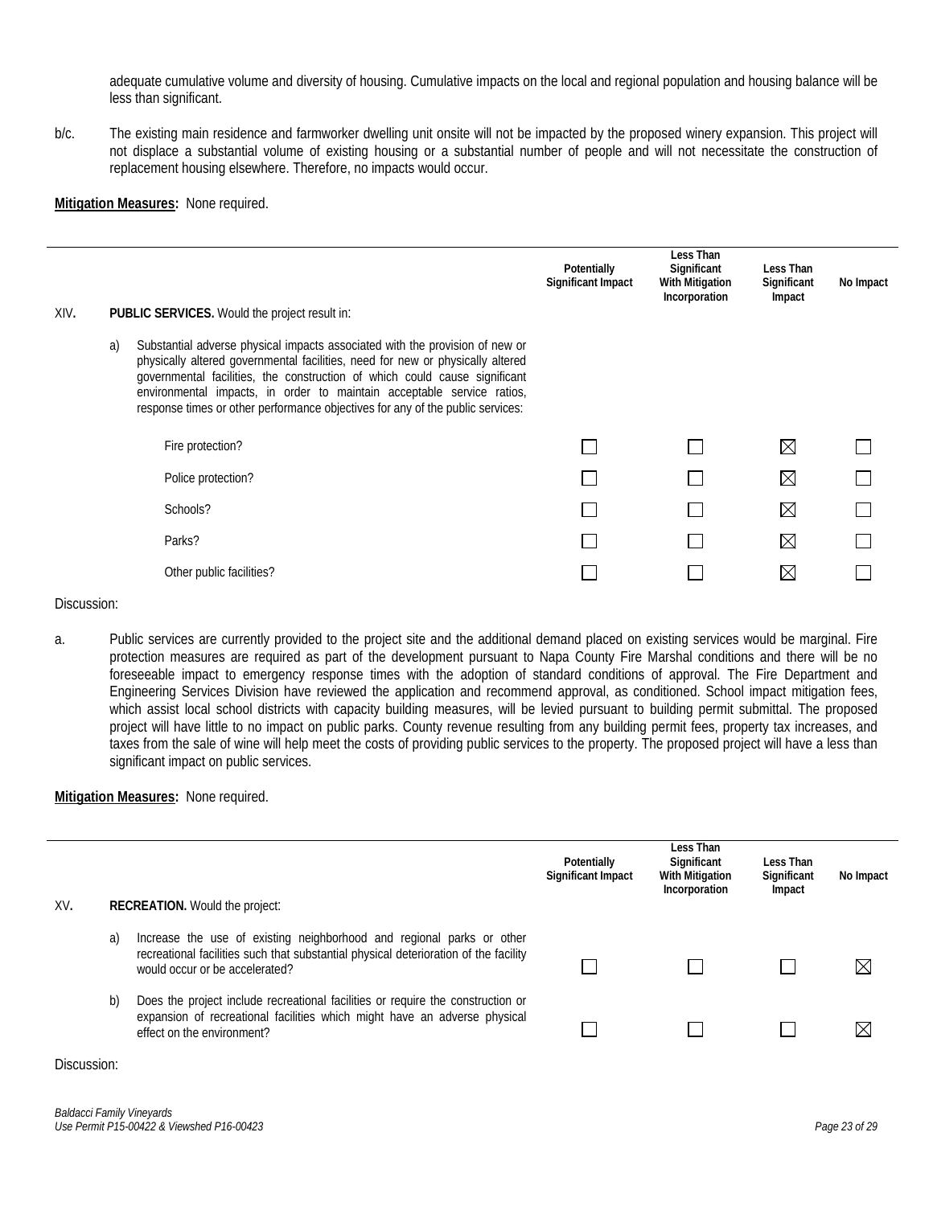adequate cumulative volume and diversity of housing. Cumulative impacts on the local and regional population and housing balance will be less than significant.

b/c. The existing main residence and farmworker dwelling unit onsite will not be impacted by the proposed winery expansion. This project will not displace a substantial volume of existing housing or a substantial number of people and will not necessitate the construction of replacement housing elsewhere. Therefore, no impacts would occur.

**Mitigation Measures:** None required.

| | Potentially Significant Impact | Less Than Significant With Mitigation Incorporation | Less Than Significant Impact | No Impact |
|---|---|---|---|---|
| XIV. **PUBLIC SERVICES.** Would the project result in: | | | | |
| a) Substantial adverse physical impacts associated with the provision of new or physically altered governmental facilities, need for new or physically altered governmental facilities, the construction of which could cause significant environmental impacts, in order to maintain acceptable service ratios, response times or other performance objectives for any of the public services: | | | | |
| Fire protection? | ☐ | ☐ | ☒ | ☐ |
| Police protection? | ☐ | ☐ | ☒ | ☐ |
| Schools? | ☐ | ☐ | ☒ | ☐ |
| Parks? | ☐ | ☐ | ☒ | ☐ |
| Other public facilities? | ☐ | ☐ | ☒ | ☐ |

Discussion:

a. Public services are currently provided to the project site and the additional demand placed on existing services would be marginal. Fire protection measures are required as part of the development pursuant to Napa County Fire Marshal conditions and there will be no foreseeable impact to emergency response times with the adoption of standard conditions of approval. The Fire Department and Engineering Services Division have reviewed the application and recommend approval, as conditioned. School impact mitigation fees, which assist local school districts with capacity building measures, will be levied pursuant to building permit submittal. The proposed project will have little to no impact on public parks. County revenue resulting from any building permit fees, property tax increases, and taxes from the sale of wine will help meet the costs of providing public services to the property. The proposed project will have a less than significant impact on public services.

**Mitigation Measures:** None required.

| | Potentially Significant Impact | Less Than Significant With Mitigation Incorporation | Less Than Significant Impact | No Impact |
|---|---|---|---|---|
| XV. **RECREATION.** Would the project: | | | | |
| a) Increase the use of existing neighborhood and regional parks or other recreational facilities such that substantial physical deterioration of the facility would occur or be accelerated? | ☐ | ☐ | ☐ | ☒ |
| b) Does the project include recreational facilities or require the construction or expansion of recreational facilities which might have an adverse physical effect on the environment? | ☐ | ☐ | ☐ | ☒ |

Discussion: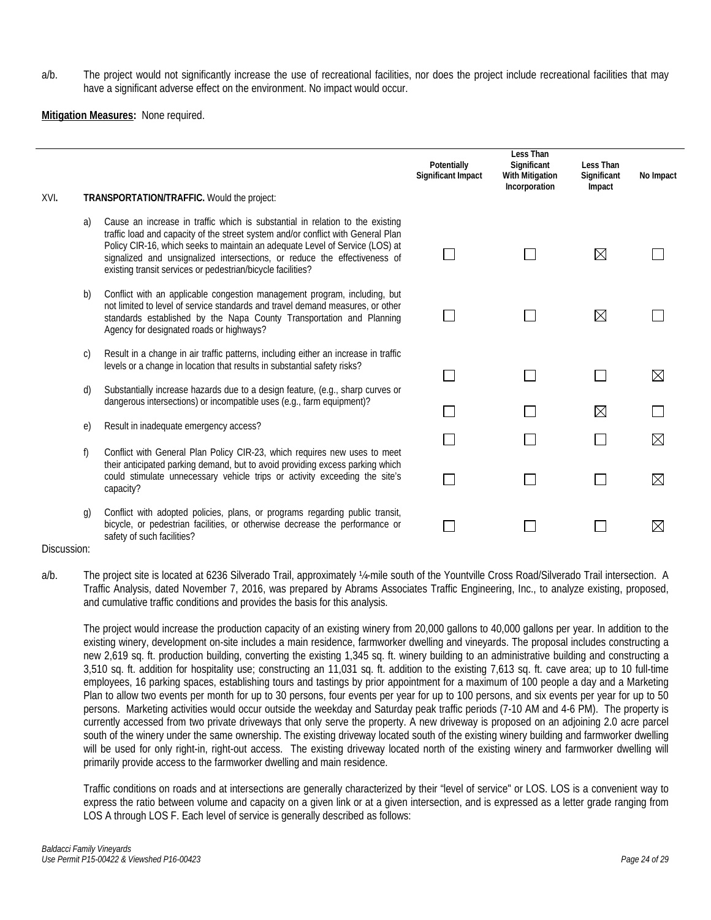a/b. The project would not significantly increase the use of recreational facilities, nor does the project include recreational facilities that may have a significant adverse effect on the environment. No impact would occur.

**Mitigation Measures:** None required.

| | | | Potentially Significant Impact | Less Than Significant With Mitigation Incorporation | Less Than Significant Impact | No Impact |
|---|---|---|---|---|---|---|
| XVI. | | **TRANSPORTATION/TRAFFIC.** Would the project: | | | | |
| | a) | Cause an increase in traffic which is substantial in relation to the existing traffic load and capacity of the street system and/or conflict with General Plan Policy CIR-16, which seeks to maintain an adequate Level of Service (LOS) at signalized and unsignalized intersections, or reduce the effectiveness of existing transit services or pedestrian/bicycle facilities? | ☐ | ☐ | ☒ | ☐ |
| | b) | Conflict with an applicable congestion management program, including, but not limited to level of service standards and travel demand measures, or other standards established by the Napa County Transportation and Planning Agency for designated roads or highways? | ☐ | ☐ | ☒ | ☐ |
| | c) | Result in a change in air traffic patterns, including either an increase in traffic levels or a change in location that results in substantial safety risks? | ☐ | ☐ | ☐ | ☒ |
| | d) | Substantially increase hazards due to a design feature, (e.g., sharp curves or dangerous intersections) or incompatible uses (e.g., farm equipment)? | ☐ | ☐ | ☒ | ☐ |
| | e) | Result in inadequate emergency access? | ☐ | ☐ | ☐ | ☒ |
| | f) | Conflict with General Plan Policy CIR-23, which requires new uses to meet their anticipated parking demand, but to avoid providing excess parking which could stimulate unnecessary vehicle trips or activity exceeding the site's capacity? | ☐ | ☐ | ☐ | ☒ |
| | g) | Conflict with adopted policies, plans, or programs regarding public transit, bicycle, or pedestrian facilities, or otherwise decrease the performance or safety of such facilities? | ☐ | ☐ | ☐ | ☒ |

Discussion:

a/b. The project site is located at 6236 Silverado Trail, approximately ¼-mile south of the Yountville Cross Road/Silverado Trail intersection. A Traffic Analysis, dated November 7, 2016, was prepared by Abrams Associates Traffic Engineering, Inc., to analyze existing, proposed, and cumulative traffic conditions and provides the basis for this analysis.

The project would increase the production capacity of an existing winery from 20,000 gallons to 40,000 gallons per year. In addition to the existing winery, development on-site includes a main residence, farmworker dwelling and vineyards. The proposal includes constructing a new 2,619 sq. ft. production building, converting the existing 1,345 sq. ft. winery building to an administrative building and constructing a 3,510 sq. ft. addition for hospitality use; constructing an 11,031 sq. ft. addition to the existing 7,613 sq. ft. cave area; up to 10 full-time employees, 16 parking spaces, establishing tours and tastings by prior appointment for a maximum of 100 people a day and a Marketing Plan to allow two events per month for up to 30 persons, four events per year for up to 100 persons, and six events per year for up to 50 persons. Marketing activities would occur outside the weekday and Saturday peak traffic periods (7-10 AM and 4-6 PM). The property is currently accessed from two private driveways that only serve the property. A new driveway is proposed on an adjoining 2.0 acre parcel south of the winery under the same ownership. The existing driveway located south of the existing winery building and farmworker dwelling will be used for only right-in, right-out access. The existing driveway located north of the existing winery and farmworker dwelling will primarily provide access to the farmworker dwelling and main residence.

Traffic conditions on roads and at intersections are generally characterized by their "level of service" or LOS. LOS is a convenient way to express the ratio between volume and capacity on a given link or at a given intersection, and is expressed as a letter grade ranging from LOS A through LOS F. Each level of service is generally described as follows: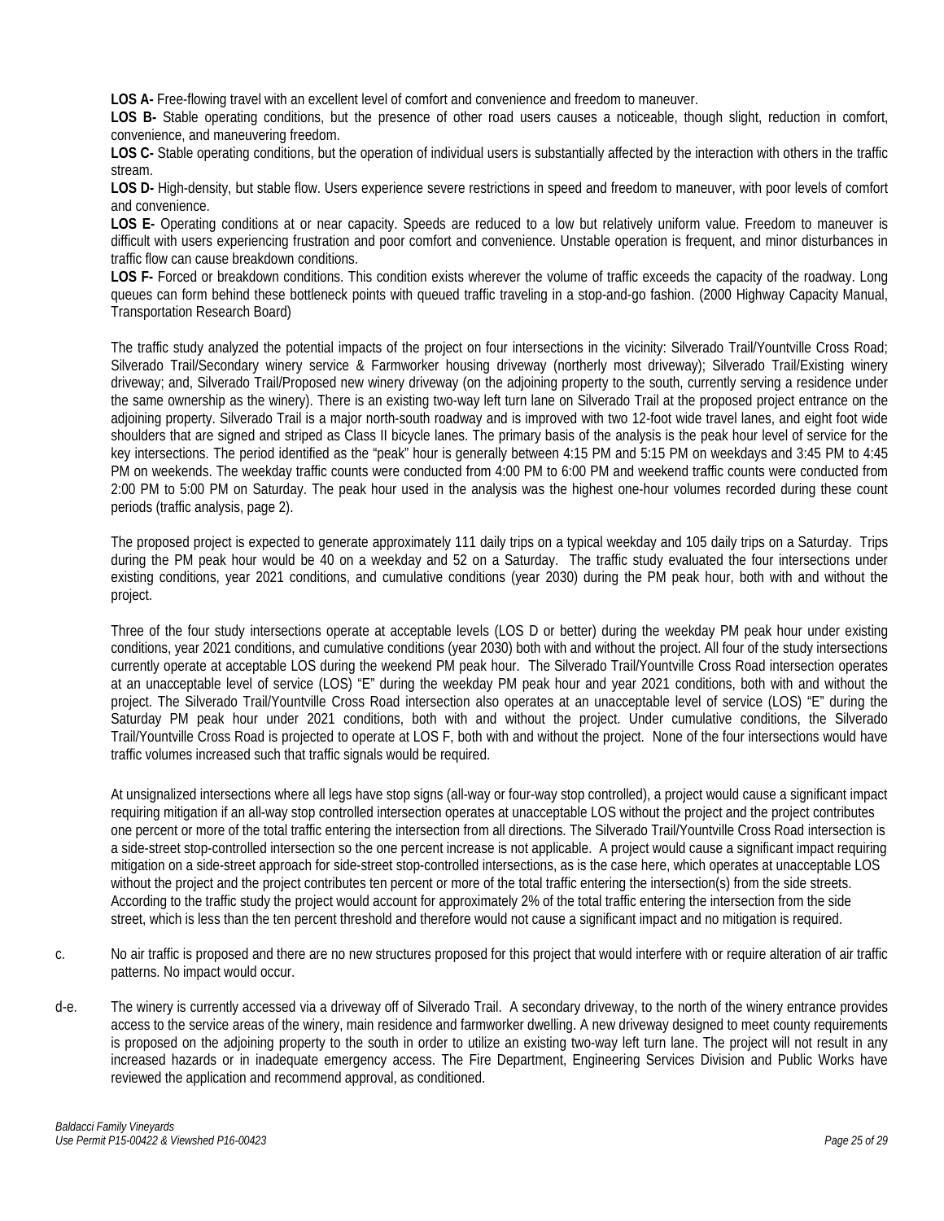**LOS A-** Free-flowing travel with an excellent level of comfort and convenience and freedom to maneuver.

**LOS B-** Stable operating conditions, but the presence of other road users causes a noticeable, though slight, reduction in comfort, convenience, and maneuvering freedom.

**LOS C-** Stable operating conditions, but the operation of individual users is substantially affected by the interaction with others in the traffic stream.

**LOS D-** High-density, but stable flow. Users experience severe restrictions in speed and freedom to maneuver, with poor levels of comfort and convenience.

**LOS E-** Operating conditions at or near capacity. Speeds are reduced to a low but relatively uniform value. Freedom to maneuver is difficult with users experiencing frustration and poor comfort and convenience. Unstable operation is frequent, and minor disturbances in traffic flow can cause breakdown conditions.

**LOS F-** Forced or breakdown conditions. This condition exists wherever the volume of traffic exceeds the capacity of the roadway. Long queues can form behind these bottleneck points with queued traffic traveling in a stop-and-go fashion. (2000 Highway Capacity Manual, Transportation Research Board)

The traffic study analyzed the potential impacts of the project on four intersections in the vicinity: Silverado Trail/Yountville Cross Road; Silverado Trail/Secondary winery service & Farmworker housing driveway (northerly most driveway); Silverado Trail/Existing winery driveway; and, Silverado Trail/Proposed new winery driveway (on the adjoining property to the south, currently serving a residence under the same ownership as the winery). There is an existing two-way left turn lane on Silverado Trail at the proposed project entrance on the adjoining property. Silverado Trail is a major north-south roadway and is improved with two 12-foot wide travel lanes, and eight foot wide shoulders that are signed and striped as Class II bicycle lanes. The primary basis of the analysis is the peak hour level of service for the key intersections. The period identified as the "peak" hour is generally between 4:15 PM and 5:15 PM on weekdays and 3:45 PM to 4:45 PM on weekends. The weekday traffic counts were conducted from 4:00 PM to 6:00 PM and weekend traffic counts were conducted from 2:00 PM to 5:00 PM on Saturday. The peak hour used in the analysis was the highest one-hour volumes recorded during these count periods (traffic analysis, page 2).

The proposed project is expected to generate approximately 111 daily trips on a typical weekday and 105 daily trips on a Saturday. Trips during the PM peak hour would be 40 on a weekday and 52 on a Saturday. The traffic study evaluated the four intersections under existing conditions, year 2021 conditions, and cumulative conditions (year 2030) during the PM peak hour, both with and without the project.

Three of the four study intersections operate at acceptable levels (LOS D or better) during the weekday PM peak hour under existing conditions, year 2021 conditions, and cumulative conditions (year 2030) both with and without the project. All four of the study intersections currently operate at acceptable LOS during the weekend PM peak hour. The Silverado Trail/Yountville Cross Road intersection operates at an unacceptable level of service (LOS) "E" during the weekday PM peak hour and year 2021 conditions, both with and without the project. The Silverado Trail/Yountville Cross Road intersection also operates at an unacceptable level of service (LOS) "E" during the Saturday PM peak hour under 2021 conditions, both with and without the project. Under cumulative conditions, the Silverado Trail/Yountville Cross Road is projected to operate at LOS F, both with and without the project. None of the four intersections would have traffic volumes increased such that traffic signals would be required.

At unsignalized intersections where all legs have stop signs (all-way or four-way stop controlled), a project would cause a significant impact requiring mitigation if an all-way stop controlled intersection operates at unacceptable LOS without the project and the project contributes one percent or more of the total traffic entering the intersection from all directions. The Silverado Trail/Yountville Cross Road intersection is a side-street stop-controlled intersection so the one percent increase is not applicable. A project would cause a significant impact requiring mitigation on a side-street approach for side-street stop-controlled intersections, as is the case here, which operates at unacceptable LOS without the project and the project contributes ten percent or more of the total traffic entering the intersection(s) from the side streets. According to the traffic study the project would account for approximately 2% of the total traffic entering the intersection from the side street, which is less than the ten percent threshold and therefore would not cause a significant impact and no mitigation is required.

c. No air traffic is proposed and there are no new structures proposed for this project that would interfere with or require alteration of air traffic patterns. No impact would occur.

d-e. The winery is currently accessed via a driveway off of Silverado Trail. A secondary driveway, to the north of the winery entrance provides access to the service areas of the winery, main residence and farmworker dwelling. A new driveway designed to meet county requirements is proposed on the adjoining property to the south in order to utilize an existing two-way left turn lane. The project will not result in any increased hazards or in inadequate emergency access. The Fire Department, Engineering Services Division and Public Works have reviewed the application and recommend approval, as conditioned.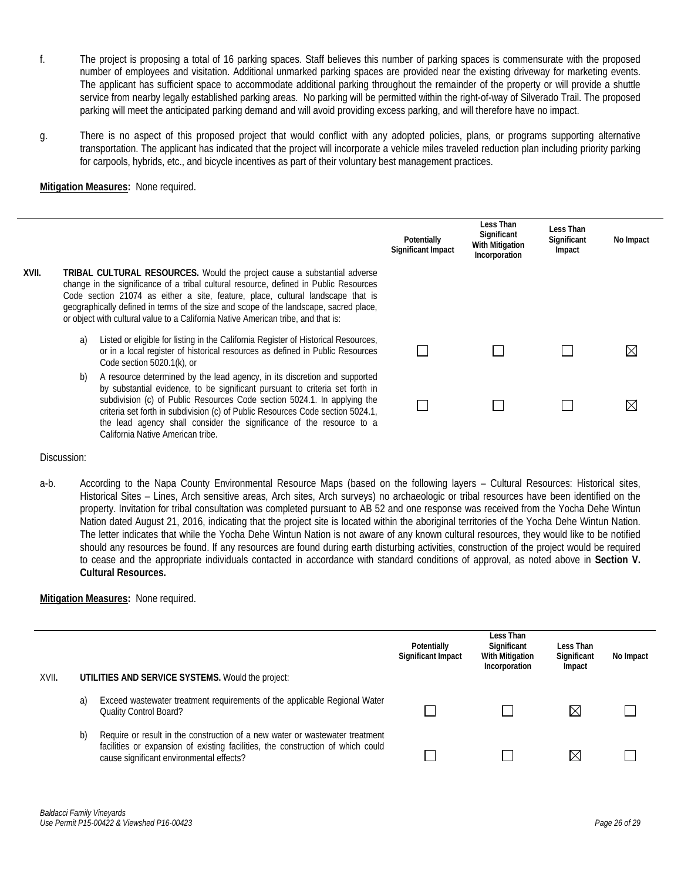f. The project is proposing a total of 16 parking spaces. Staff believes this number of parking spaces is commensurate with the proposed number of employees and visitation. Additional unmarked parking spaces are provided near the existing driveway for marketing events. The applicant has sufficient space to accommodate additional parking throughout the remainder of the property or will provide a shuttle service from nearby legally established parking areas. No parking will be permitted within the right-of-way of Silverado Trail. The proposed parking will meet the anticipated parking demand and will avoid providing excess parking, and will therefore have no impact.

g. There is no aspect of this proposed project that would conflict with any adopted policies, plans, or programs supporting alternative transportation. The applicant has indicated that the project will incorporate a vehicle miles traveled reduction plan including priority parking for carpools, hybrids, etc., and bicycle incentives as part of their voluntary best management practices.

**Mitigation Measures:** None required.

| | Potentially Significant Impact | Less Than Significant With Mitigation Incorporation | Less Than Significant Impact | No Impact |
|---|---|---|---|---|
| **XVII. TRIBAL CULTURAL RESOURCES.** Would the project cause a substantial adverse change in the significance of a tribal cultural resource, defined in Public Resources Code section 21074 as either a site, feature, place, cultural landscape that is geographically defined in terms of the size and scope of the landscape, sacred place, or object with cultural value to a California Native American tribe, and that is: | | | | |
| a) Listed or eligible for listing in the California Register of Historical Resources, or in a local register of historical resources as defined in Public Resources Code section 5020.1(k), or | ☐ | ☐ | ☐ | ☒ |
| b) A resource determined by the lead agency, in its discretion and supported by substantial evidence, to be significant pursuant to criteria set forth in subdivision (c) of Public Resources Code section 5024.1. In applying the criteria set forth in subdivision (c) of Public Resources Code section 5024.1, the lead agency shall consider the significance of the resource to a California Native American tribe. | ☐ | ☐ | ☐ | ☒ |

Discussion:

a-b. According to the Napa County Environmental Resource Maps (based on the following layers – Cultural Resources: Historical sites, Historical Sites – Lines, Arch sensitive areas, Arch sites, Arch surveys) no archaeologic or tribal resources have been identified on the property. Invitation for tribal consultation was completed pursuant to AB 52 and one response was received from the Yocha Dehe Wintun Nation dated August 21, 2016, indicating that the project site is located within the aboriginal territories of the Yocha Dehe Wintun Nation. The letter indicates that while the Yocha Dehe Wintun Nation is not aware of any known cultural resources, they would like to be notified should any resources be found. If any resources are found during earth disturbing activities, construction of the project would be required to cease and the appropriate individuals contacted in accordance with standard conditions of approval, as noted above in **Section V. Cultural Resources.**

**Mitigation Measures:** None required.

| | Potentially Significant Impact | Less Than Significant With Mitigation Incorporation | Less Than Significant Impact | No Impact |
|---|---|---|---|---|
| XVII. **UTILITIES AND SERVICE SYSTEMS.** Would the project: | | | | |
| a) Exceed wastewater treatment requirements of the applicable Regional Water Quality Control Board? | ☐ | ☐ | ☒ | ☐ |
| b) Require or result in the construction of a new water or wastewater treatment facilities or expansion of existing facilities, the construction of which could cause significant environmental effects? | ☐ | ☐ | ☒ | ☐ |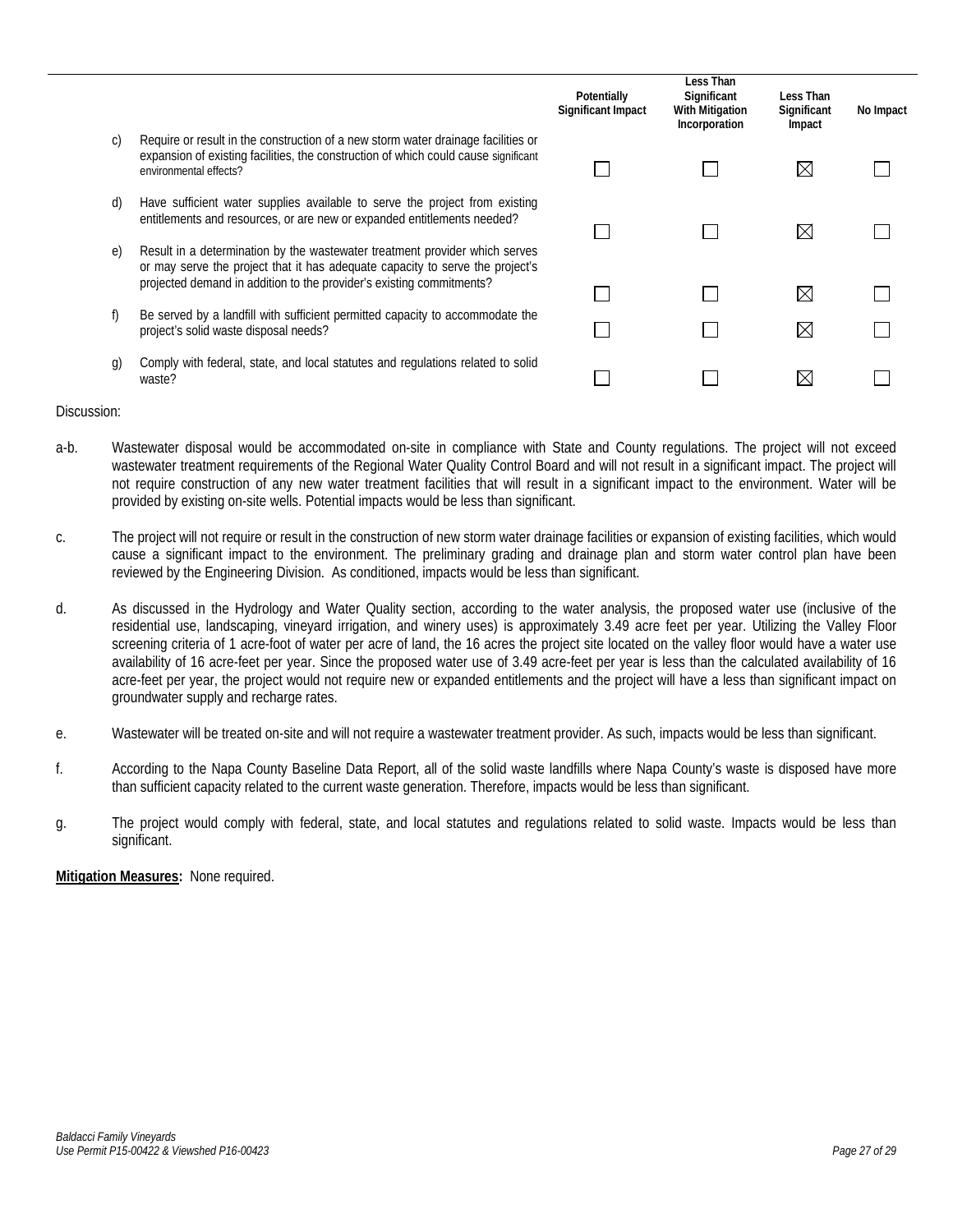| | | Potentially Significant Impact | Less Than Significant With Mitigation Incorporation | Less Than Significant Impact | No Impact |
|---|---|---|---|---|---|
| c) | Require or result in the construction of a new storm water drainage facilities or expansion of existing facilities, the construction of which could cause significant environmental effects? | ☐ | ☐ | ☒ | ☐ |
| d) | Have sufficient water supplies available to serve the project from existing entitlements and resources, or are new or expanded entitlements needed? | ☐ | ☐ | ☒ | ☐ |
| e) | Result in a determination by the wastewater treatment provider which serves or may serve the project that it has adequate capacity to serve the project's projected demand in addition to the provider's existing commitments? | ☐ | ☐ | ☒ | ☐ |
| f) | Be served by a landfill with sufficient permitted capacity to accommodate the project's solid waste disposal needs? | ☐ | ☐ | ☒ | ☐ |
| g) | Comply with federal, state, and local statutes and regulations related to solid waste? | ☐ | ☐ | ☒ | ☐ |

Discussion:

a-b. Wastewater disposal would be accommodated on-site in compliance with State and County regulations. The project will not exceed wastewater treatment requirements of the Regional Water Quality Control Board and will not result in a significant impact. The project will not require construction of any new water treatment facilities that will result in a significant impact to the environment. Water will be provided by existing on-site wells. Potential impacts would be less than significant.

c. The project will not require or result in the construction of new storm water drainage facilities or expansion of existing facilities, which would cause a significant impact to the environment. The preliminary grading and drainage plan and storm water control plan have been reviewed by the Engineering Division. As conditioned, impacts would be less than significant.

d. As discussed in the Hydrology and Water Quality section, according to the water analysis, the proposed water use (inclusive of the residential use, landscaping, vineyard irrigation, and winery uses) is approximately 3.49 acre feet per year. Utilizing the Valley Floor screening criteria of 1 acre-foot of water per acre of land, the 16 acres the project site located on the valley floor would have a water use availability of 16 acre-feet per year. Since the proposed water use of 3.49 acre-feet per year is less than the calculated availability of 16 acre-feet per year, the project would not require new or expanded entitlements and the project will have a less than significant impact on groundwater supply and recharge rates.

e. Wastewater will be treated on-site and will not require a wastewater treatment provider. As such, impacts would be less than significant.

f. According to the Napa County Baseline Data Report, all of the solid waste landfills where Napa County's waste is disposed have more than sufficient capacity related to the current waste generation. Therefore, impacts would be less than significant.

g. The project would comply with federal, state, and local statutes and regulations related to solid waste. Impacts would be less than significant.

**Mitigation Measures:** None required.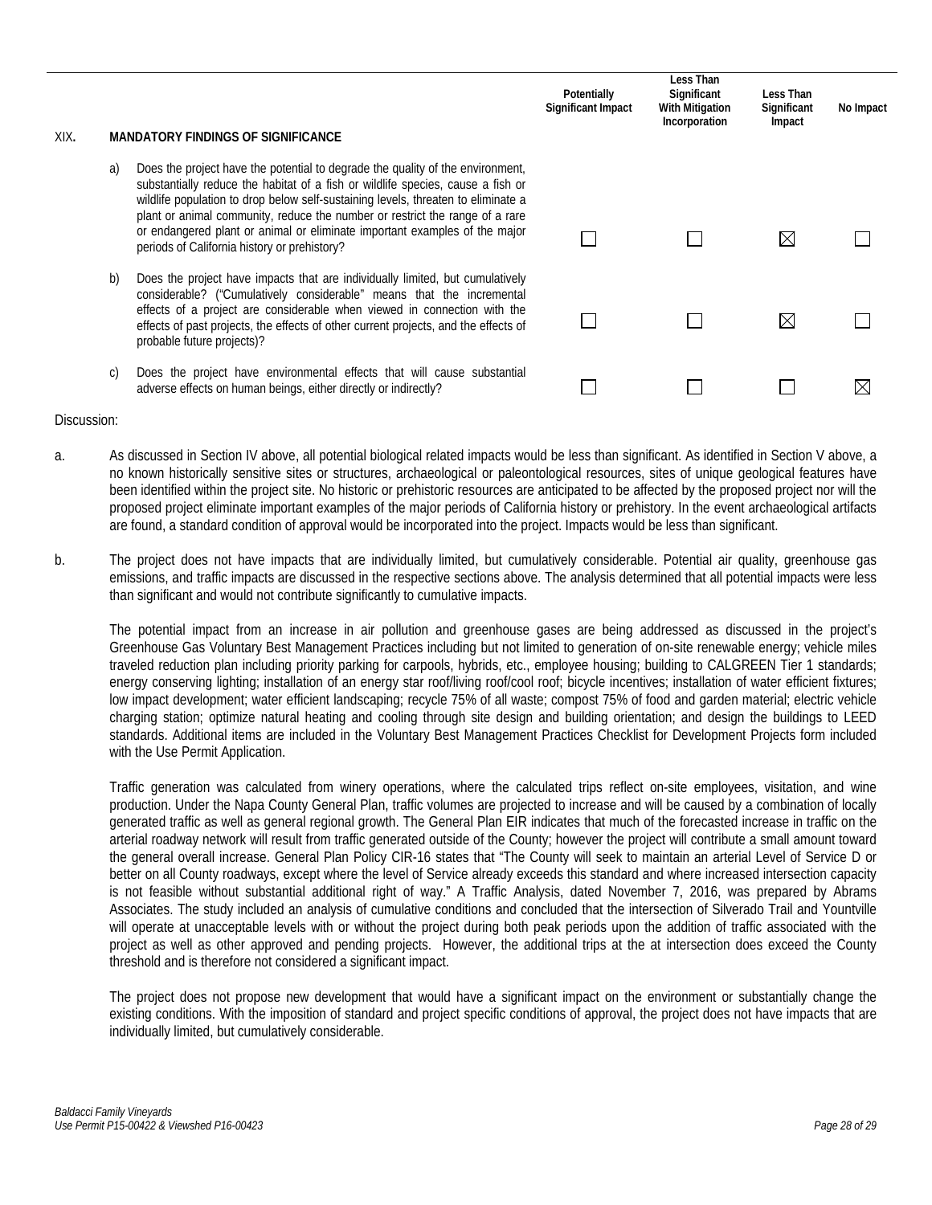| XIX. MANDATORY FINDINGS OF SIGNIFICANCE | Potentially Significant Impact | Less Than Significant With Mitigation Incorporation | Less Than Significant Impact | No Impact |
|---|---|---|---|---|
| a) Does the project have the potential to degrade the quality of the environment, substantially reduce the habitat of a fish or wildlife species, cause a fish or wildlife population to drop below self-sustaining levels, threaten to eliminate a plant or animal community, reduce the number or restrict the range of a rare or endangered plant or animal or eliminate important examples of the major periods of California history or prehistory? | ☐ | ☐ | ☒ | ☐ |
| b) Does the project have impacts that are individually limited, but cumulatively considerable? ("Cumulatively considerable" means that the incremental effects of a project are considerable when viewed in connection with the effects of past projects, the effects of other current projects, and the effects of probable future projects)? | ☐ | ☐ | ☒ | ☐ |
| c) Does the project have environmental effects that will cause substantial adverse effects on human beings, either directly or indirectly? | ☐ | ☐ | ☐ | ☒ |

Discussion:

a. As discussed in Section IV above, all potential biological related impacts would be less than significant. As identified in Section V above, a no known historically sensitive sites or structures, archaeological or paleontological resources, sites of unique geological features have been identified within the project site. No historic or prehistoric resources are anticipated to be affected by the proposed project nor will the proposed project eliminate important examples of the major periods of California history or prehistory. In the event archaeological artifacts are found, a standard condition of approval would be incorporated into the project. Impacts would be less than significant.

b. The project does not have impacts that are individually limited, but cumulatively considerable. Potential air quality, greenhouse gas emissions, and traffic impacts are discussed in the respective sections above. The analysis determined that all potential impacts were less than significant and would not contribute significantly to cumulative impacts.

The potential impact from an increase in air pollution and greenhouse gases are being addressed as discussed in the project's Greenhouse Gas Voluntary Best Management Practices including but not limited to generation of on-site renewable energy; vehicle miles traveled reduction plan including priority parking for carpools, hybrids, etc., employee housing; building to CALGREEN Tier 1 standards; energy conserving lighting; installation of an energy star roof/living roof/cool roof; bicycle incentives; installation of water efficient fixtures; low impact development; water efficient landscaping; recycle 75% of all waste; compost 75% of food and garden material; electric vehicle charging station; optimize natural heating and cooling through site design and building orientation; and design the buildings to LEED standards. Additional items are included in the Voluntary Best Management Practices Checklist for Development Projects form included with the Use Permit Application.

Traffic generation was calculated from winery operations, where the calculated trips reflect on-site employees, visitation, and wine production. Under the Napa County General Plan, traffic volumes are projected to increase and will be caused by a combination of locally generated traffic as well as general regional growth. The General Plan EIR indicates that much of the forecasted increase in traffic on the arterial roadway network will result from traffic generated outside of the County; however the project will contribute a small amount toward the general overall increase. General Plan Policy CIR-16 states that "The County will seek to maintain an arterial Level of Service D or better on all County roadways, except where the level of Service already exceeds this standard and where increased intersection capacity is not feasible without substantial additional right of way." A Traffic Analysis, dated November 7, 2016, was prepared by Abrams Associates. The study included an analysis of cumulative conditions and concluded that the intersection of Silverado Trail and Yountville will operate at unacceptable levels with or without the project during both peak periods upon the addition of traffic associated with the project as well as other approved and pending projects. However, the additional trips at the at intersection does exceed the County threshold and is therefore not considered a significant impact.

The project does not propose new development that would have a significant impact on the environment or substantially change the existing conditions. With the imposition of standard and project specific conditions of approval, the project does not have impacts that are individually limited, but cumulatively considerable.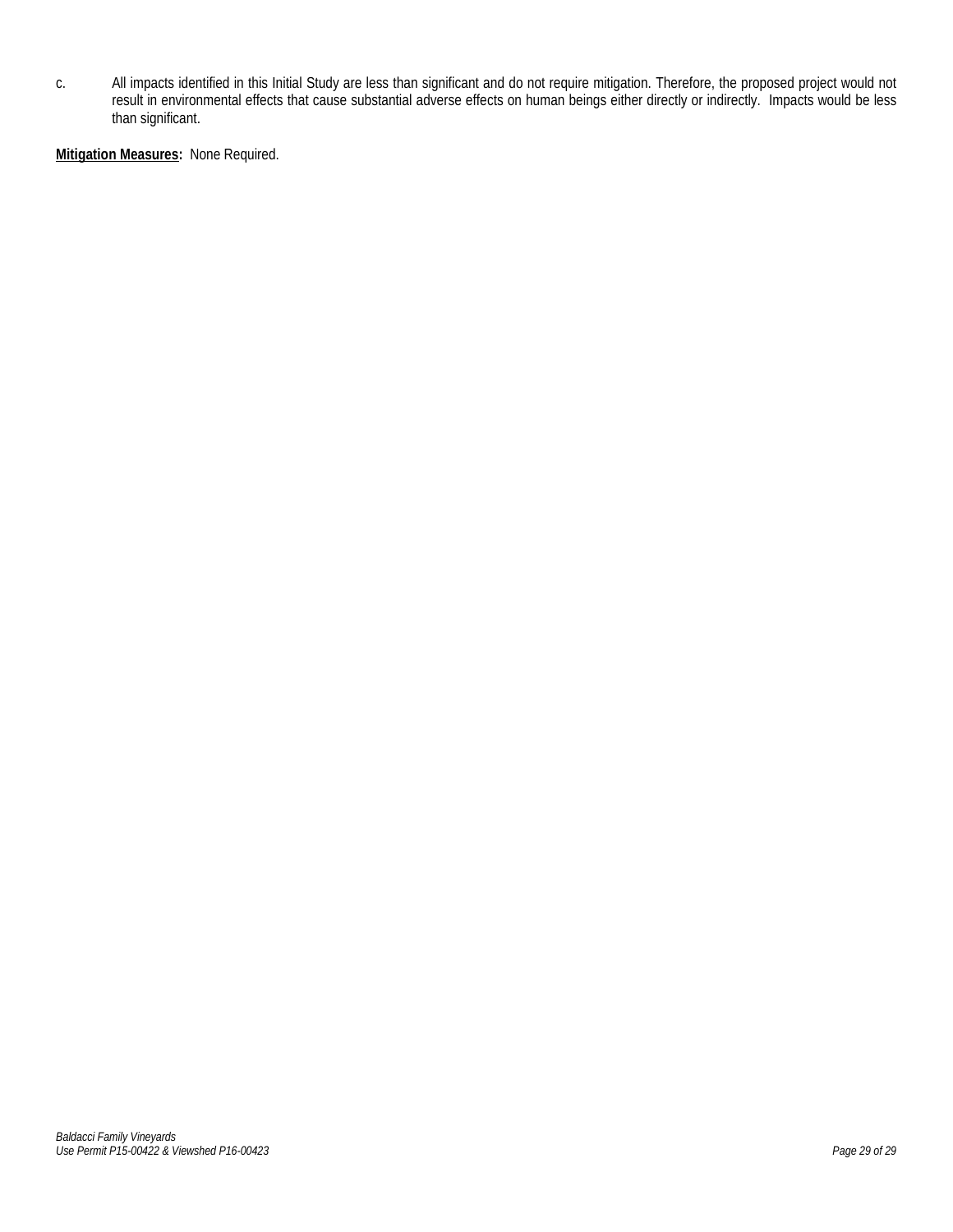c. All impacts identified in this Initial Study are less than significant and do not require mitigation. Therefore, the proposed project would not result in environmental effects that cause substantial adverse effects on human beings either directly or indirectly. Impacts would be less than significant.

**Mitigation Measures:** None Required.